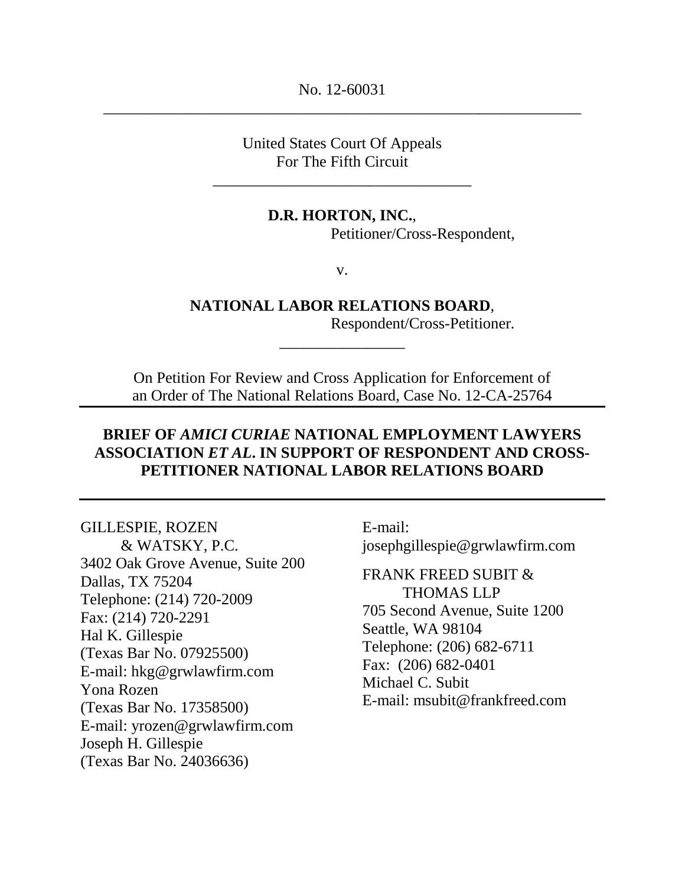No. 12-60031

---

United States Court Of Appeals
For The Fifth Circuit

---

**D.R. HORTON, INC.**,
Petitioner/Cross-Respondent,

v.

**NATIONAL LABOR RELATIONS BOARD**,
Respondent/Cross-Petitioner.

---

On Petition For Review and Cross Application for Enforcement of an Order of The National Relations Board, Case No. 12-CA-25764

---

**BRIEF OF *AMICI CURIAE* NATIONAL EMPLOYMENT LAWYERS ASSOCIATION *ET AL*. IN SUPPORT OF RESPONDENT AND CROSS-PETITIONER NATIONAL LABOR RELATIONS BOARD**

---

GILLESPIE, ROZEN
& WATSKY, P.C.
3402 Oak Grove Avenue, Suite 200
Dallas, TX 75204
Telephone: (214) 720-2009
Fax: (214) 720-2291
Hal K. Gillespie
(Texas Bar No. 07925500)
E-mail: hkg@grwlawfirm.com
Yona Rozen
(Texas Bar No. 17358500)
E-mail: yrozen@grwlawfirm.com
Joseph H. Gillespie
(Texas Bar No. 24036636)
E-mail:
josephgillespie@grwlawfirm.com

FRANK FREED SUBIT &
THOMAS LLP
705 Second Avenue, Suite 1200
Seattle, WA 98104
Telephone: (206) 682-6711
Fax: (206) 682-0401
Michael C. Subit
E-mail: msubit@frankfreed.com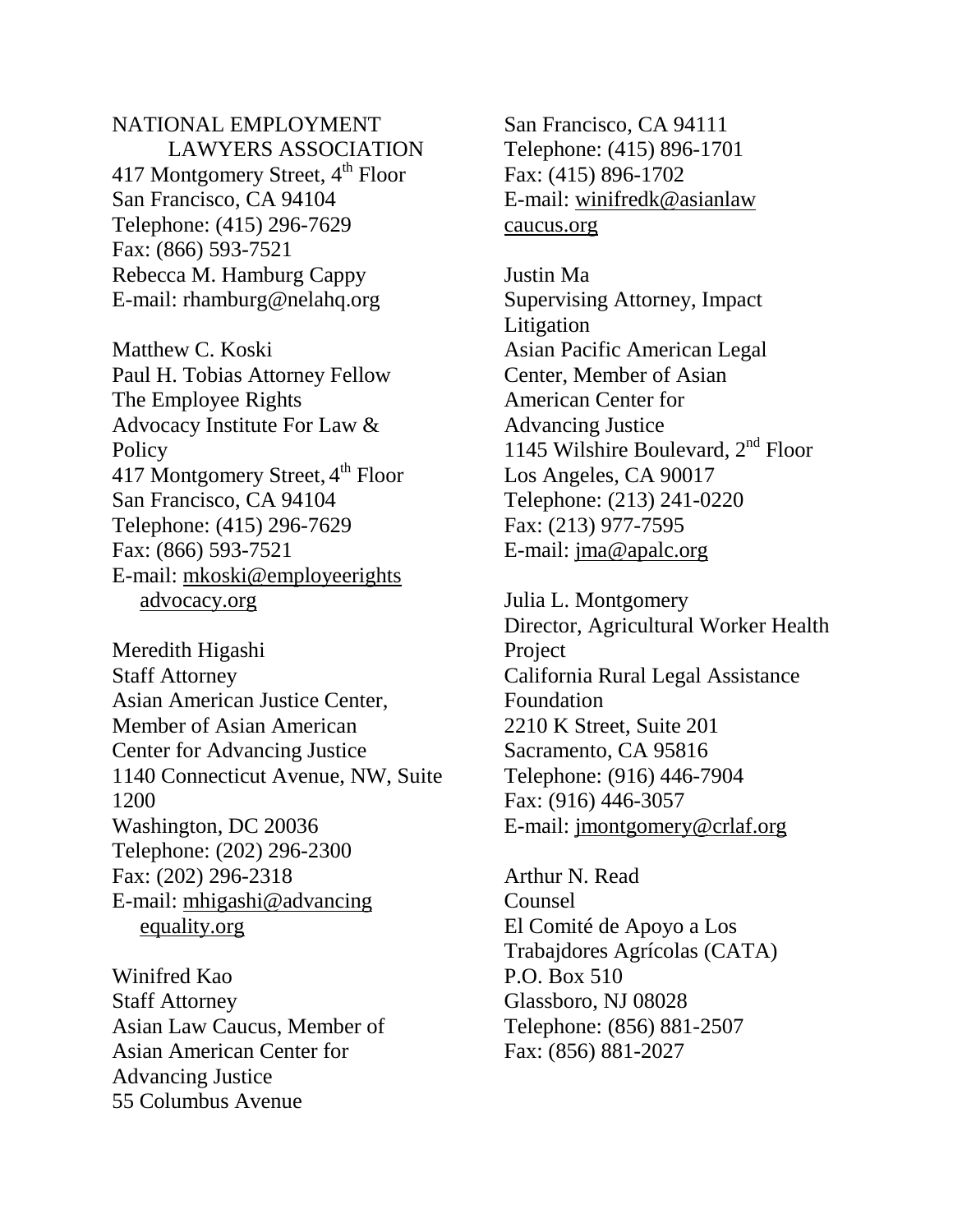NATIONAL EMPLOYMENT LAWYERS ASSOCIATION
417 Montgomery Street, 4th Floor
San Francisco, CA 94104
Telephone: (415) 296-7629
Fax: (866) 593-7521
Rebecca M. Hamburg Cappy
E-mail: rhamburg@nelahq.org

Matthew C. Koski
Paul H. Tobias Attorney Fellow
The Employee Rights Advocacy Institute For Law & Policy
417 Montgomery Street, 4th Floor
San Francisco, CA 94104
Telephone: (415) 296-7629
Fax: (866) 593-7521
E-mail: mkoski@employeerightsadvocacy.org

Meredith Higashi
Staff Attorney
Asian American Justice Center, Member of Asian American Center for Advancing Justice
1140 Connecticut Avenue, NW, Suite 1200
Washington, DC 20036
Telephone: (202) 296-2300
Fax: (202) 296-2318
E-mail: mhigashi@advancingequality.org

Winifred Kao
Staff Attorney
Asian Law Caucus, Member of Asian American Center for Advancing Justice
55 Columbus Avenue
San Francisco, CA 94111
Telephone: (415) 896-1701
Fax: (415) 896-1702
E-mail: winifredk@asianlawcaucus.org

Justin Ma
Supervising Attorney, Impact Litigation
Asian Pacific American Legal Center, Member of Asian American Center for Advancing Justice
1145 Wilshire Boulevard, 2nd Floor
Los Angeles, CA 90017
Telephone: (213) 241-0220
Fax: (213) 977-7595
E-mail: jma@apalc.org

Julia L. Montgomery
Director, Agricultural Worker Health Project
California Rural Legal Assistance Foundation
2210 K Street, Suite 201
Sacramento, CA 95816
Telephone: (916) 446-7904
Fax: (916) 446-3057
E-mail: jmontgomery@crlaf.org

Arthur N. Read
Counsel
El Comité de Apoyo a Los Trabajdores Agrícolas (CATA)
P.O. Box 510
Glassboro, NJ 08028
Telephone: (856) 881-2507
Fax: (856) 881-2027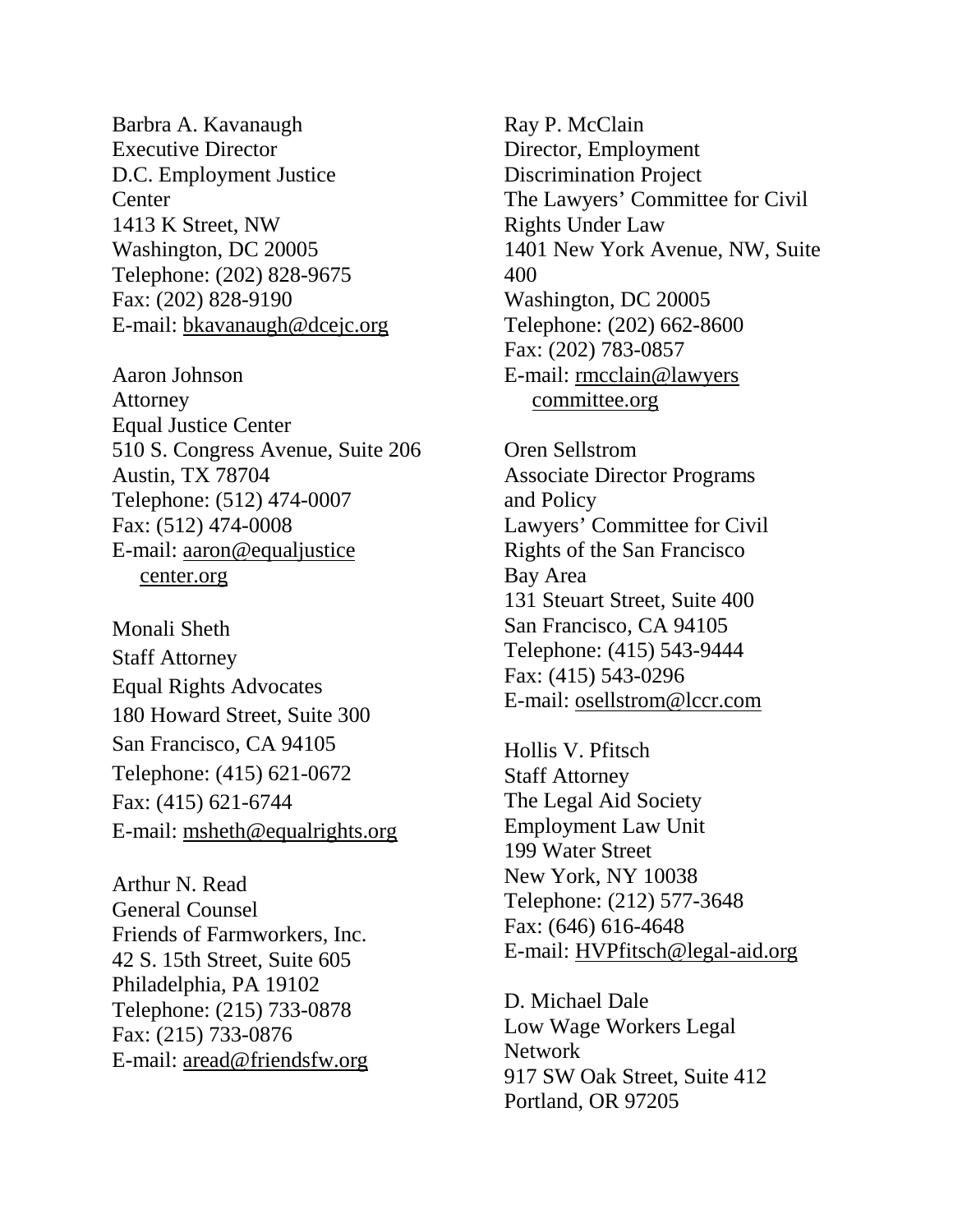Barbra A. Kavanaugh
Executive Director
D.C. Employment Justice Center
1413 K Street, NW
Washington, DC 20005
Telephone: (202) 828-9675
Fax: (202) 828-9190
E-mail: bkavanaugh@dcejc.org

Aaron Johnson
Attorney
Equal Justice Center
510 S. Congress Avenue, Suite 206
Austin, TX 78704
Telephone: (512) 474-0007
Fax: (512) 474-0008
E-mail: aaron@equaljusticecenter.org

Monali Sheth
Staff Attorney
Equal Rights Advocates
180 Howard Street, Suite 300
San Francisco, CA 94105
Telephone: (415) 621-0672
Fax: (415) 621-6744
E-mail: msheth@equalrights.org

Arthur N. Read
General Counsel
Friends of Farmworkers, Inc.
42 S. 15th Street, Suite 605
Philadelphia, PA 19102
Telephone: (215) 733-0878
Fax: (215) 733-0876
E-mail: aread@friendsfw.org

Ray P. McClain
Director, Employment Discrimination Project
The Lawyers' Committee for Civil Rights Under Law
1401 New York Avenue, NW, Suite 400
Washington, DC 20005
Telephone: (202) 662-8600
Fax: (202) 783-0857
E-mail: rmcclain@lawyerscommittee.org

Oren Sellstrom
Associate Director Programs and Policy
Lawyers' Committee for Civil Rights of the San Francisco Bay Area
131 Steuart Street, Suite 400
San Francisco, CA 94105
Telephone: (415) 543-9444
Fax: (415) 543-0296
E-mail: osellstrom@lccr.com

Hollis V. Pfitsch
Staff Attorney
The Legal Aid Society
Employment Law Unit
199 Water Street
New York, NY 10038
Telephone: (212) 577-3648
Fax: (646) 616-4648
E-mail: HVPfitsch@legal-aid.org

D. Michael Dale
Low Wage Workers Legal Network
917 SW Oak Street, Suite 412
Portland, OR 97205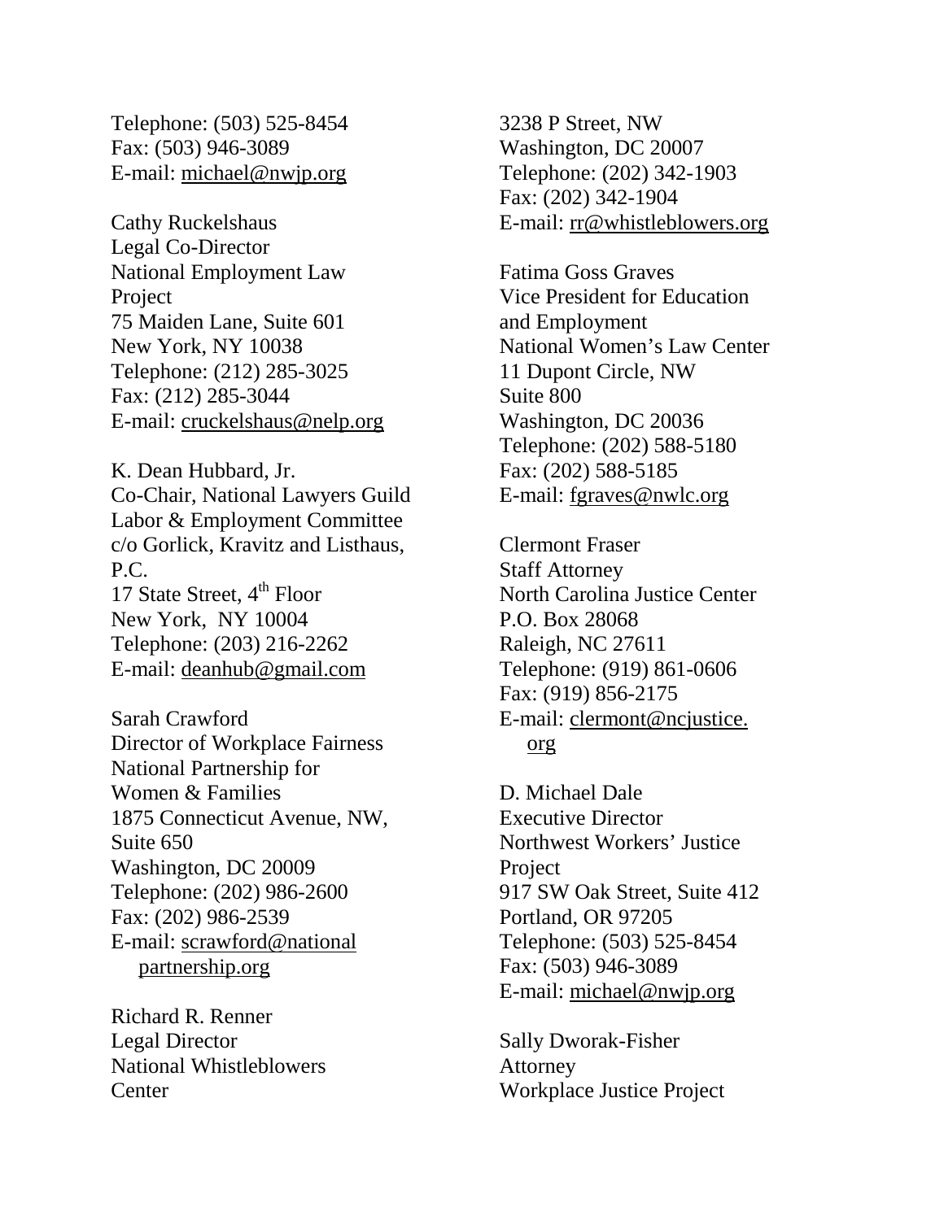Telephone: (503) 525-8454
Fax: (503) 946-3089
E-mail: michael@nwjp.org

Cathy Ruckelshaus
Legal Co-Director
National Employment Law Project
75 Maiden Lane, Suite 601
New York, NY 10038
Telephone: (212) 285-3025
Fax: (212) 285-3044
E-mail: cruckelshaus@nelp.org

K. Dean Hubbard, Jr.
Co-Chair, National Lawyers Guild Labor & Employment Committee
c/o Gorlick, Kravitz and Listhaus, P.C.
17 State Street, 4th Floor
New York, NY 10004
Telephone: (203) 216-2262
E-mail: deanhub@gmail.com

Sarah Crawford
Director of Workplace Fairness
National Partnership for Women & Families
1875 Connecticut Avenue, NW, Suite 650
Washington, DC 20009
Telephone: (202) 986-2600
Fax: (202) 986-2539
E-mail: scrawford@nationalpartnership.org

Richard R. Renner
Legal Director
National Whistleblowers Center
3238 P Street, NW
Washington, DC 20007
Telephone: (202) 342-1903
Fax: (202) 342-1904
E-mail: rr@whistleblowers.org

Fatima Goss Graves
Vice President for Education and Employment
National Women's Law Center
11 Dupont Circle, NW
Suite 800
Washington, DC 20036
Telephone: (202) 588-5180
Fax: (202) 588-5185
E-mail: fgraves@nwlc.org

Clermont Fraser
Staff Attorney
North Carolina Justice Center
P.O. Box 28068
Raleigh, NC 27611
Telephone: (919) 861-0606
Fax: (919) 856-2175
E-mail: clermont@ncjustice.org

D. Michael Dale
Executive Director
Northwest Workers' Justice Project
917 SW Oak Street, Suite 412
Portland, OR 97205
Telephone: (503) 525-8454
Fax: (503) 946-3089
E-mail: michael@nwjp.org

Sally Dworak-Fisher
Attorney
Workplace Justice Project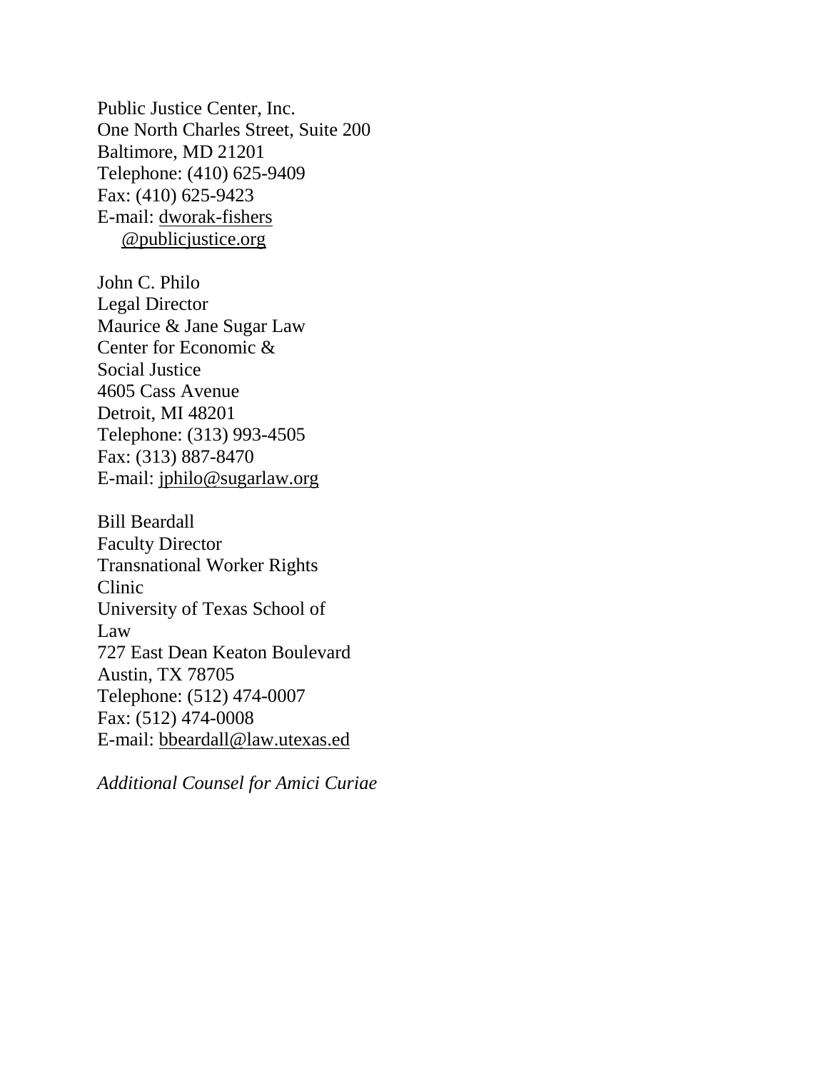Public Justice Center, Inc.
One North Charles Street, Suite 200
Baltimore, MD 21201
Telephone: (410) 625-9409
Fax: (410) 625-9423
E-mail: dworak-fishers
@publicjustice.org

John C. Philo
Legal Director
Maurice & Jane Sugar Law
Center for Economic &
Social Justice
4605 Cass Avenue
Detroit, MI 48201
Telephone: (313) 993-4505
Fax: (313) 887-8470
E-mail: jphilo@sugarlaw.org

Bill Beardall
Faculty Director
Transnational Worker Rights
Clinic
University of Texas School of
Law
727 East Dean Keaton Boulevard
Austin, TX 78705
Telephone: (512) 474-0007
Fax: (512) 474-0008
E-mail: bbeardall@law.utexas.ed

*Additional Counsel for Amici Curiae*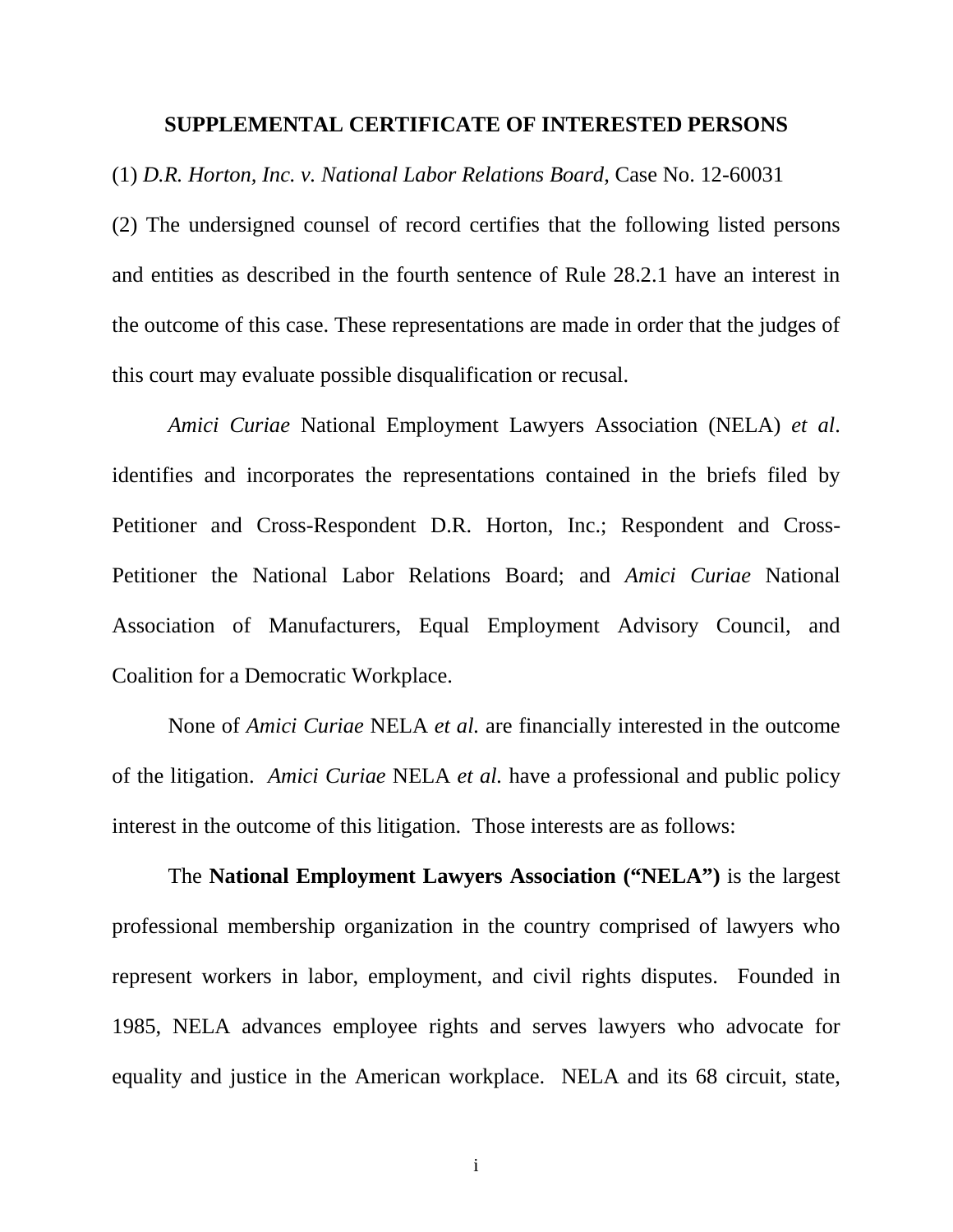## SUPPLEMENTAL CERTIFICATE OF INTERESTED PERSONS

(1) *D.R. Horton, Inc. v. National Labor Relations Board*, Case No. 12-60031

(2) The undersigned counsel of record certifies that the following listed persons and entities as described in the fourth sentence of Rule 28.2.1 have an interest in the outcome of this case. These representations are made in order that the judges of this court may evaluate possible disqualification or recusal.

*Amici Curiae* National Employment Lawyers Association (NELA) *et al*. identifies and incorporates the representations contained in the briefs filed by Petitioner and Cross-Respondent D.R. Horton, Inc.; Respondent and Cross-Petitioner the National Labor Relations Board; and *Amici Curiae* National Association of Manufacturers, Equal Employment Advisory Council, and Coalition for a Democratic Workplace.

None of *Amici Curiae* NELA *et al.* are financially interested in the outcome of the litigation. *Amici Curiae* NELA *et al.* have a professional and public policy interest in the outcome of this litigation. Those interests are as follows:

The **National Employment Lawyers Association ("NELA")** is the largest professional membership organization in the country comprised of lawyers who represent workers in labor, employment, and civil rights disputes. Founded in 1985, NELA advances employee rights and serves lawyers who advocate for equality and justice in the American workplace. NELA and its 68 circuit, state,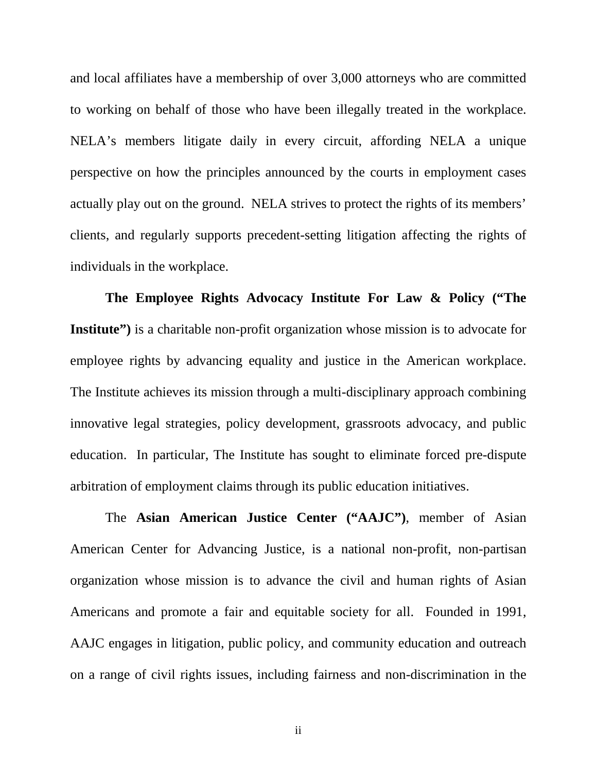and local affiliates have a membership of over 3,000 attorneys who are committed to working on behalf of those who have been illegally treated in the workplace. NELA's members litigate daily in every circuit, affording NELA a unique perspective on how the principles announced by the courts in employment cases actually play out on the ground. NELA strives to protect the rights of its members' clients, and regularly supports precedent-setting litigation affecting the rights of individuals in the workplace.

**The Employee Rights Advocacy Institute For Law & Policy ("The Institute")** is a charitable non-profit organization whose mission is to advocate for employee rights by advancing equality and justice in the American workplace. The Institute achieves its mission through a multi-disciplinary approach combining innovative legal strategies, policy development, grassroots advocacy, and public education. In particular, The Institute has sought to eliminate forced pre-dispute arbitration of employment claims through its public education initiatives.

The **Asian American Justice Center ("AAJC")**, member of Asian American Center for Advancing Justice, is a national non-profit, non-partisan organization whose mission is to advance the civil and human rights of Asian Americans and promote a fair and equitable society for all. Founded in 1991, AAJC engages in litigation, public policy, and community education and outreach on a range of civil rights issues, including fairness and non-discrimination in the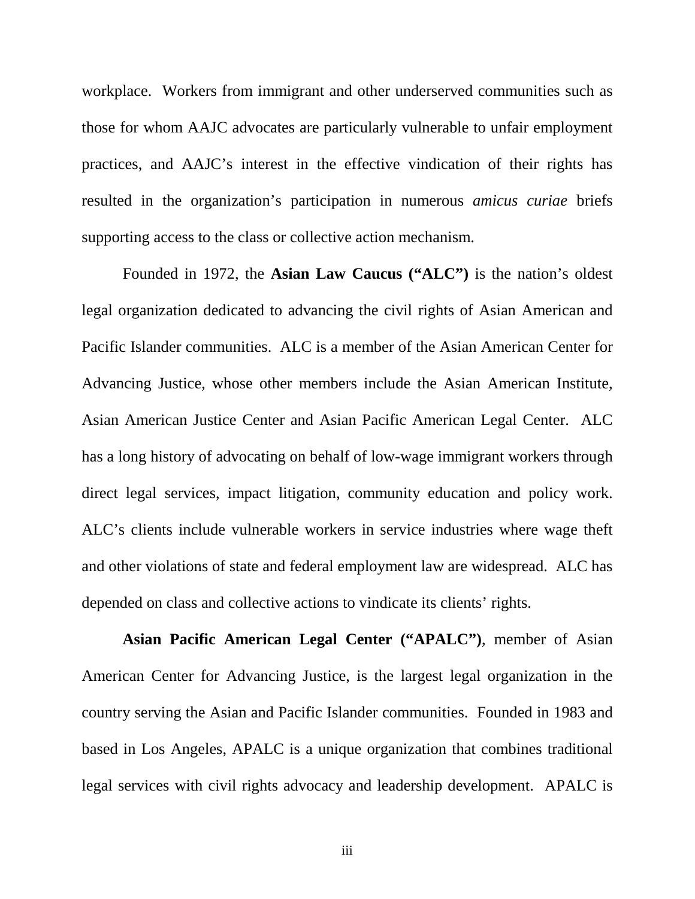workplace. Workers from immigrant and other underserved communities such as those for whom AAJC advocates are particularly vulnerable to unfair employment practices, and AAJC's interest in the effective vindication of their rights has resulted in the organization's participation in numerous *amicus curiae* briefs supporting access to the class or collective action mechanism.

Founded in 1972, the **Asian Law Caucus ("ALC")** is the nation's oldest legal organization dedicated to advancing the civil rights of Asian American and Pacific Islander communities. ALC is a member of the Asian American Center for Advancing Justice, whose other members include the Asian American Institute, Asian American Justice Center and Asian Pacific American Legal Center. ALC has a long history of advocating on behalf of low-wage immigrant workers through direct legal services, impact litigation, community education and policy work. ALC's clients include vulnerable workers in service industries where wage theft and other violations of state and federal employment law are widespread. ALC has depended on class and collective actions to vindicate its clients' rights.

**Asian Pacific American Legal Center ("APALC")**, member of Asian American Center for Advancing Justice, is the largest legal organization in the country serving the Asian and Pacific Islander communities. Founded in 1983 and based in Los Angeles, APALC is a unique organization that combines traditional legal services with civil rights advocacy and leadership development. APALC is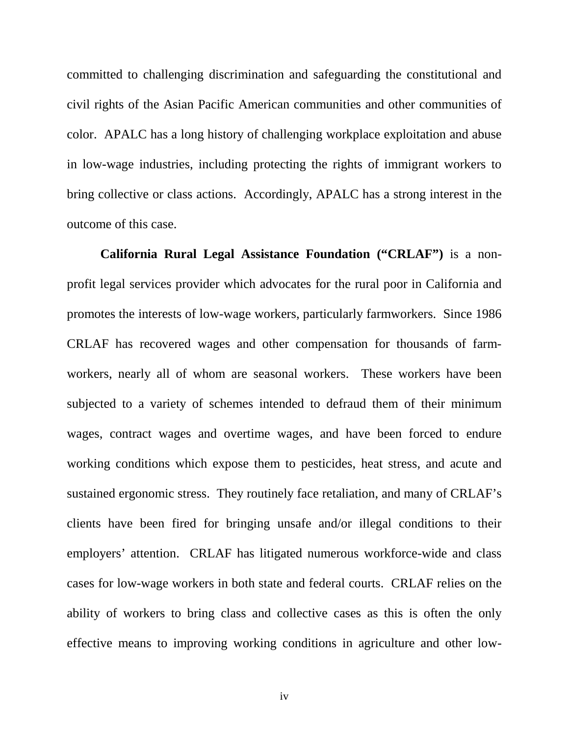committed to challenging discrimination and safeguarding the constitutional and civil rights of the Asian Pacific American communities and other communities of color. APALC has a long history of challenging workplace exploitation and abuse in low-wage industries, including protecting the rights of immigrant workers to bring collective or class actions. Accordingly, APALC has a strong interest in the outcome of this case.

**California Rural Legal Assistance Foundation ("CRLAF")** is a non-profit legal services provider which advocates for the rural poor in California and promotes the interests of low-wage workers, particularly farmworkers. Since 1986 CRLAF has recovered wages and other compensation for thousands of farm-workers, nearly all of whom are seasonal workers. These workers have been subjected to a variety of schemes intended to defraud them of their minimum wages, contract wages and overtime wages, and have been forced to endure working conditions which expose them to pesticides, heat stress, and acute and sustained ergonomic stress. They routinely face retaliation, and many of CRLAF's clients have been fired for bringing unsafe and/or illegal conditions to their employers' attention. CRLAF has litigated numerous workforce-wide and class cases for low-wage workers in both state and federal courts. CRLAF relies on the ability of workers to bring class and collective cases as this is often the only effective means to improving working conditions in agriculture and other low-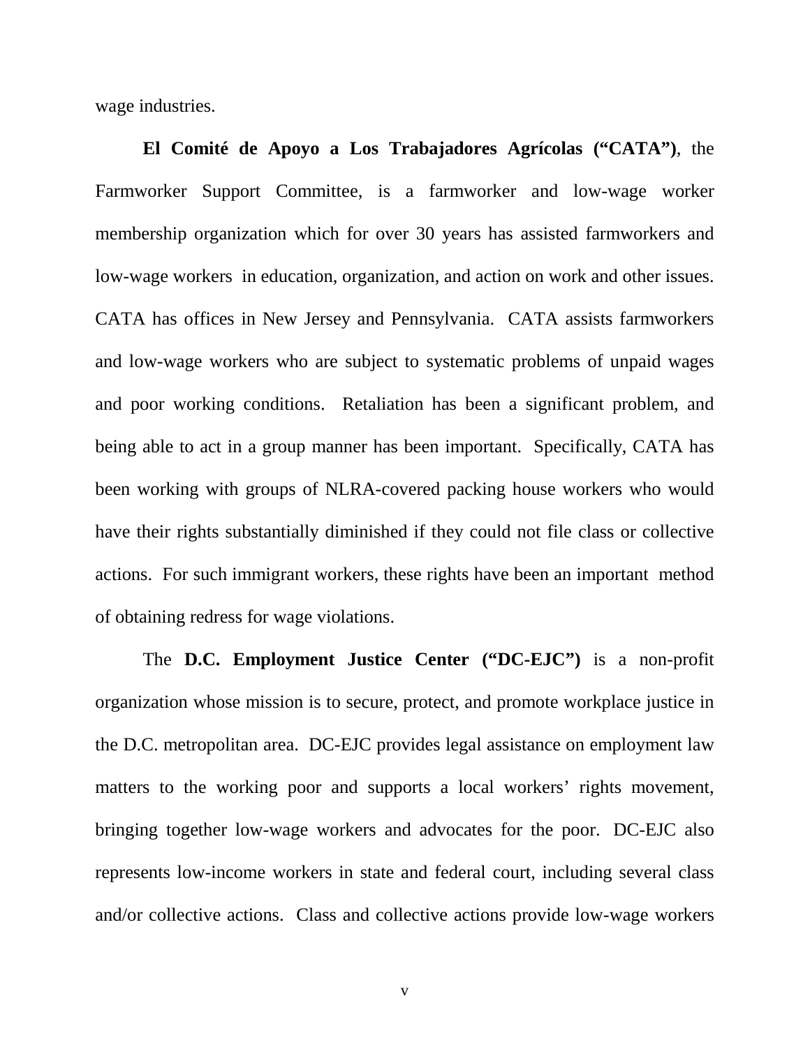wage industries.

**El Comité de Apoyo a Los Trabajadores Agrícolas ("CATA")**, the Farmworker Support Committee, is a farmworker and low-wage worker membership organization which for over 30 years has assisted farmworkers and low-wage workers in education, organization, and action on work and other issues. CATA has offices in New Jersey and Pennsylvania. CATA assists farmworkers and low-wage workers who are subject to systematic problems of unpaid wages and poor working conditions. Retaliation has been a significant problem, and being able to act in a group manner has been important. Specifically, CATA has been working with groups of NLRA-covered packing house workers who would have their rights substantially diminished if they could not file class or collective actions. For such immigrant workers, these rights have been an important method of obtaining redress for wage violations.

The **D.C. Employment Justice Center ("DC-EJC")** is a non-profit organization whose mission is to secure, protect, and promote workplace justice in the D.C. metropolitan area. DC-EJC provides legal assistance on employment law matters to the working poor and supports a local workers' rights movement, bringing together low-wage workers and advocates for the poor. DC-EJC also represents low-income workers in state and federal court, including several class and/or collective actions. Class and collective actions provide low-wage workers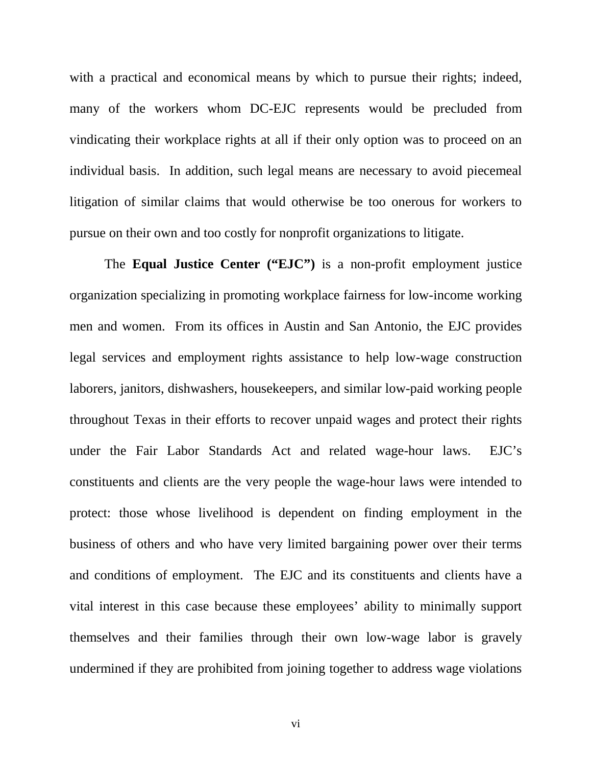with a practical and economical means by which to pursue their rights; indeed, many of the workers whom DC-EJC represents would be precluded from vindicating their workplace rights at all if their only option was to proceed on an individual basis. In addition, such legal means are necessary to avoid piecemeal litigation of similar claims that would otherwise be too onerous for workers to pursue on their own and too costly for nonprofit organizations to litigate.

The **Equal Justice Center ("EJC")** is a non-profit employment justice organization specializing in promoting workplace fairness for low-income working men and women. From its offices in Austin and San Antonio, the EJC provides legal services and employment rights assistance to help low-wage construction laborers, janitors, dishwashers, housekeepers, and similar low-paid working people throughout Texas in their efforts to recover unpaid wages and protect their rights under the Fair Labor Standards Act and related wage-hour laws. EJC's constituents and clients are the very people the wage-hour laws were intended to protect: those whose livelihood is dependent on finding employment in the business of others and who have very limited bargaining power over their terms and conditions of employment. The EJC and its constituents and clients have a vital interest in this case because these employees' ability to minimally support themselves and their families through their own low-wage labor is gravely undermined if they are prohibited from joining together to address wage violations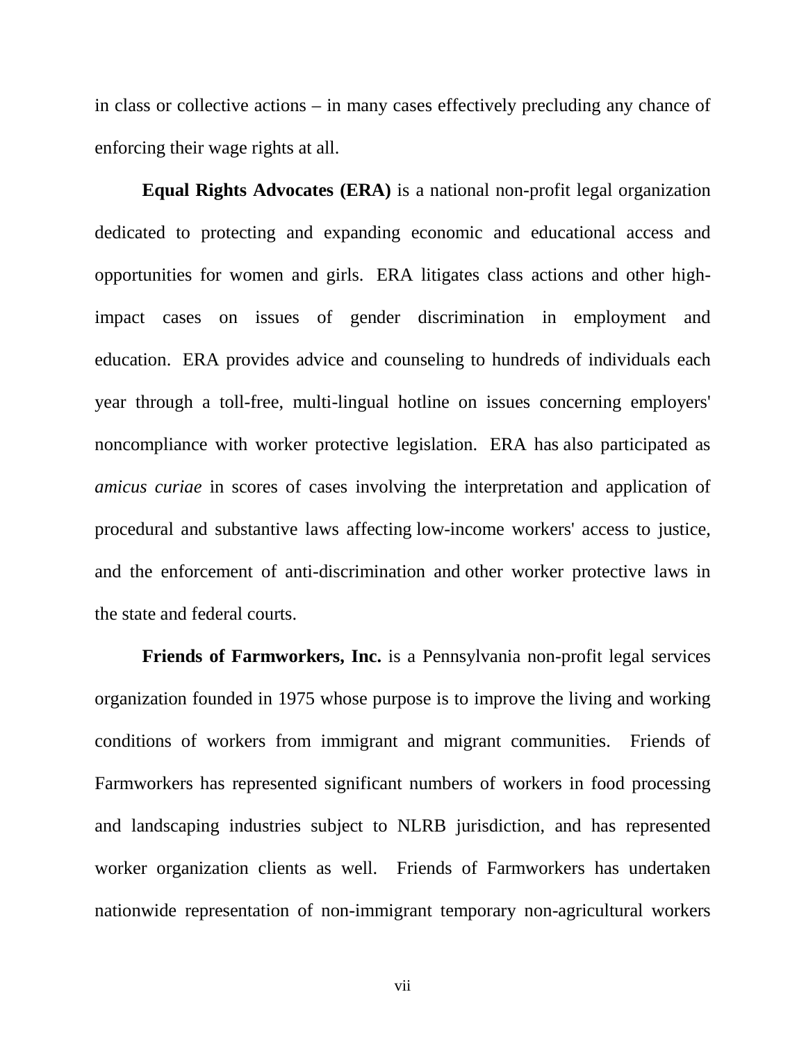in class or collective actions – in many cases effectively precluding any chance of enforcing their wage rights at all.

**Equal Rights Advocates (ERA)** is a national non-profit legal organization dedicated to protecting and expanding economic and educational access and opportunities for women and girls. ERA litigates class actions and other high-impact cases on issues of gender discrimination in employment and education. ERA provides advice and counseling to hundreds of individuals each year through a toll-free, multi-lingual hotline on issues concerning employers' noncompliance with worker protective legislation. ERA has also participated as *amicus curiae* in scores of cases involving the interpretation and application of procedural and substantive laws affecting low-income workers' access to justice, and the enforcement of anti-discrimination and other worker protective laws in the state and federal courts.

**Friends of Farmworkers, Inc.** is a Pennsylvania non-profit legal services organization founded in 1975 whose purpose is to improve the living and working conditions of workers from immigrant and migrant communities. Friends of Farmworkers has represented significant numbers of workers in food processing and landscaping industries subject to NLRB jurisdiction, and has represented worker organization clients as well. Friends of Farmworkers has undertaken nationwide representation of non-immigrant temporary non-agricultural workers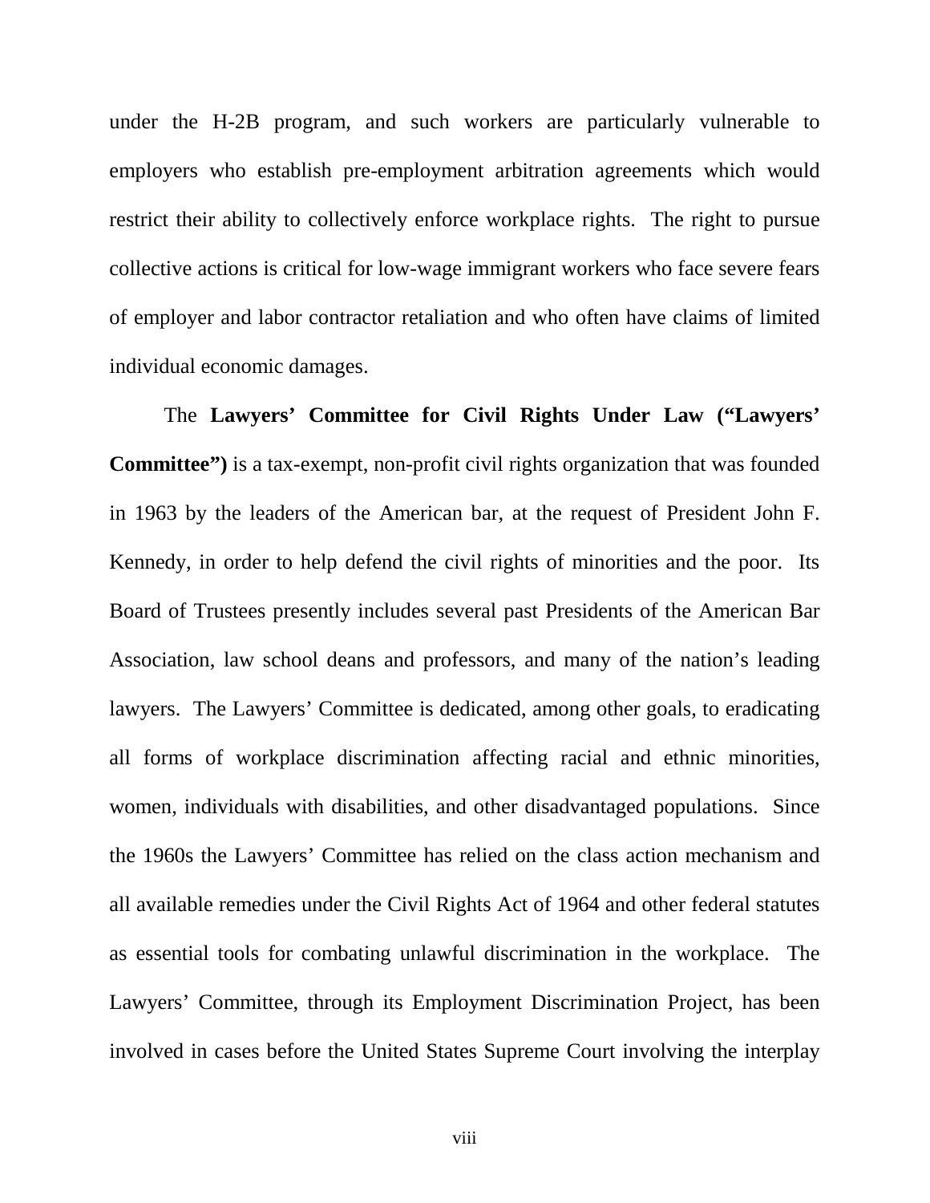under the H-2B program, and such workers are particularly vulnerable to employers who establish pre-employment arbitration agreements which would restrict their ability to collectively enforce workplace rights. The right to pursue collective actions is critical for low-wage immigrant workers who face severe fears of employer and labor contractor retaliation and who often have claims of limited individual economic damages.

The **Lawyers' Committee for Civil Rights Under Law ("Lawyers' Committee")** is a tax-exempt, non-profit civil rights organization that was founded in 1963 by the leaders of the American bar, at the request of President John F. Kennedy, in order to help defend the civil rights of minorities and the poor. Its Board of Trustees presently includes several past Presidents of the American Bar Association, law school deans and professors, and many of the nation's leading lawyers. The Lawyers' Committee is dedicated, among other goals, to eradicating all forms of workplace discrimination affecting racial and ethnic minorities, women, individuals with disabilities, and other disadvantaged populations. Since the 1960s the Lawyers' Committee has relied on the class action mechanism and all available remedies under the Civil Rights Act of 1964 and other federal statutes as essential tools for combating unlawful discrimination in the workplace. The Lawyers' Committee, through its Employment Discrimination Project, has been involved in cases before the United States Supreme Court involving the interplay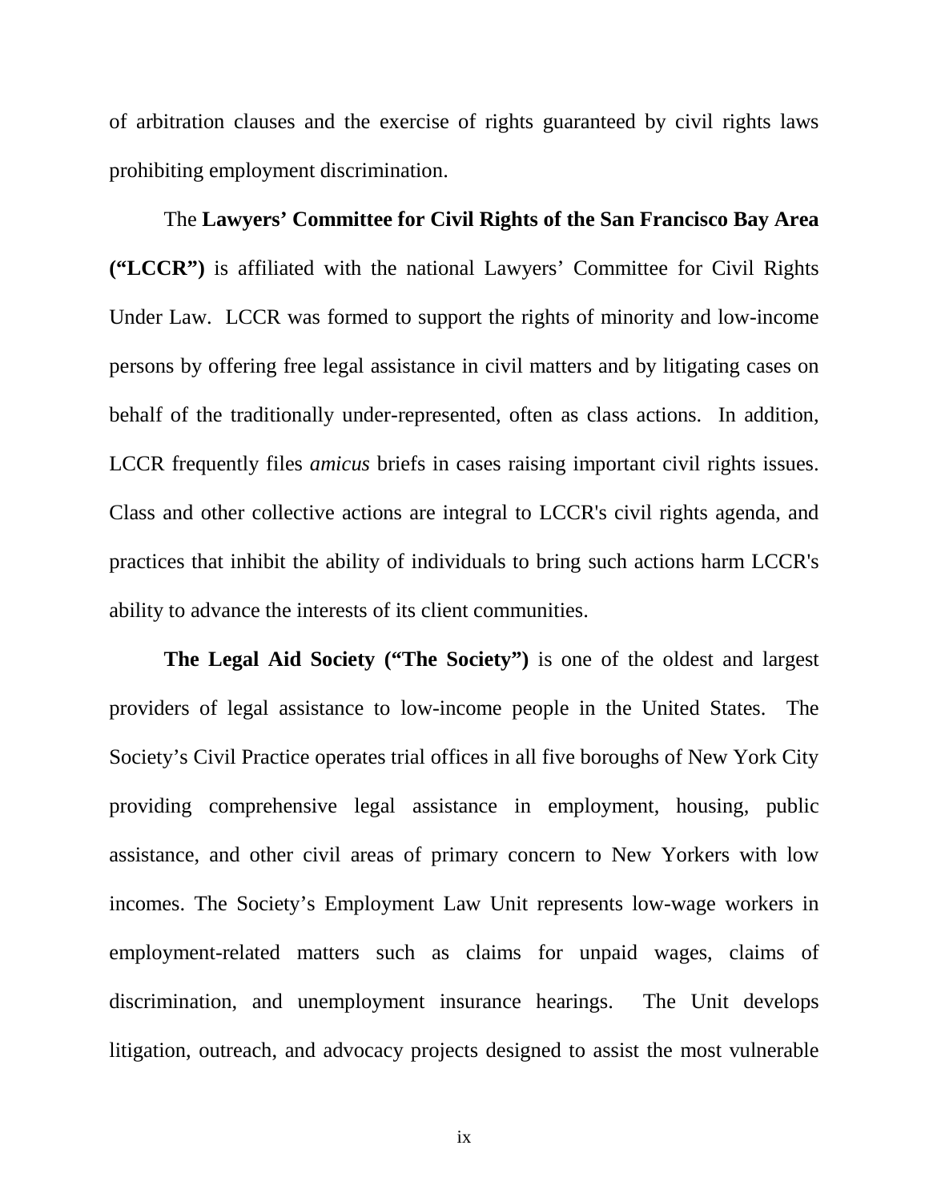of arbitration clauses and the exercise of rights guaranteed by civil rights laws prohibiting employment discrimination.

The **Lawyers' Committee for Civil Rights of the San Francisco Bay Area ("LCCR")** is affiliated with the national Lawyers' Committee for Civil Rights Under Law. LCCR was formed to support the rights of minority and low-income persons by offering free legal assistance in civil matters and by litigating cases on behalf of the traditionally under-represented, often as class actions. In addition, LCCR frequently files *amicus* briefs in cases raising important civil rights issues. Class and other collective actions are integral to LCCR's civil rights agenda, and practices that inhibit the ability of individuals to bring such actions harm LCCR's ability to advance the interests of its client communities.

**The Legal Aid Society ("The Society")** is one of the oldest and largest providers of legal assistance to low-income people in the United States. The Society's Civil Practice operates trial offices in all five boroughs of New York City providing comprehensive legal assistance in employment, housing, public assistance, and other civil areas of primary concern to New Yorkers with low incomes. The Society's Employment Law Unit represents low-wage workers in employment-related matters such as claims for unpaid wages, claims of discrimination, and unemployment insurance hearings. The Unit develops litigation, outreach, and advocacy projects designed to assist the most vulnerable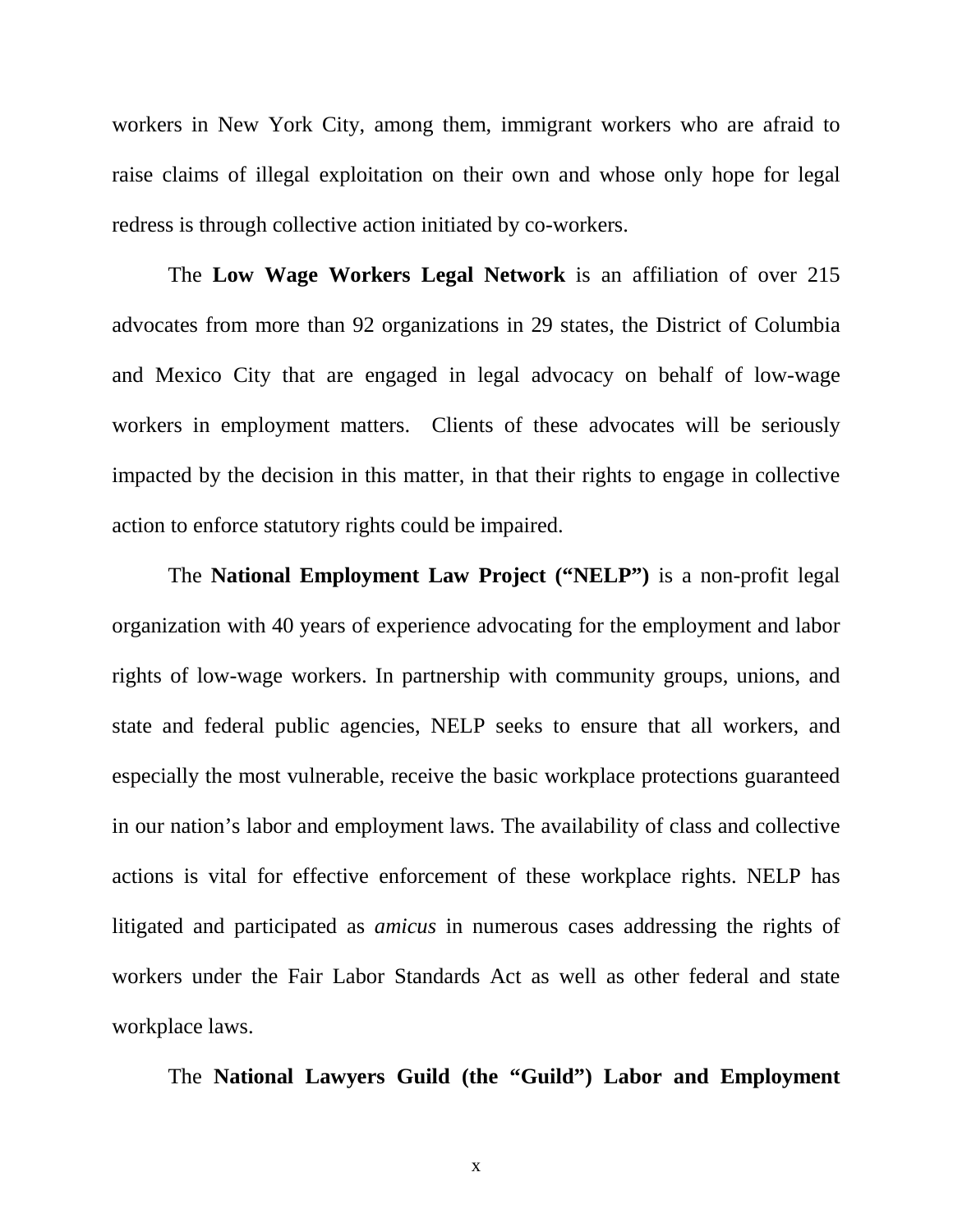workers in New York City, among them, immigrant workers who are afraid to raise claims of illegal exploitation on their own and whose only hope for legal redress is through collective action initiated by co-workers.

The **Low Wage Workers Legal Network** is an affiliation of over 215 advocates from more than 92 organizations in 29 states, the District of Columbia and Mexico City that are engaged in legal advocacy on behalf of low-wage workers in employment matters. Clients of these advocates will be seriously impacted by the decision in this matter, in that their rights to engage in collective action to enforce statutory rights could be impaired.

The **National Employment Law Project ("NELP")** is a non-profit legal organization with 40 years of experience advocating for the employment and labor rights of low-wage workers. In partnership with community groups, unions, and state and federal public agencies, NELP seeks to ensure that all workers, and especially the most vulnerable, receive the basic workplace protections guaranteed in our nation's labor and employment laws. The availability of class and collective actions is vital for effective enforcement of these workplace rights. NELP has litigated and participated as *amicus* in numerous cases addressing the rights of workers under the Fair Labor Standards Act as well as other federal and state workplace laws.

The **National Lawyers Guild (the "Guild") Labor and Employment**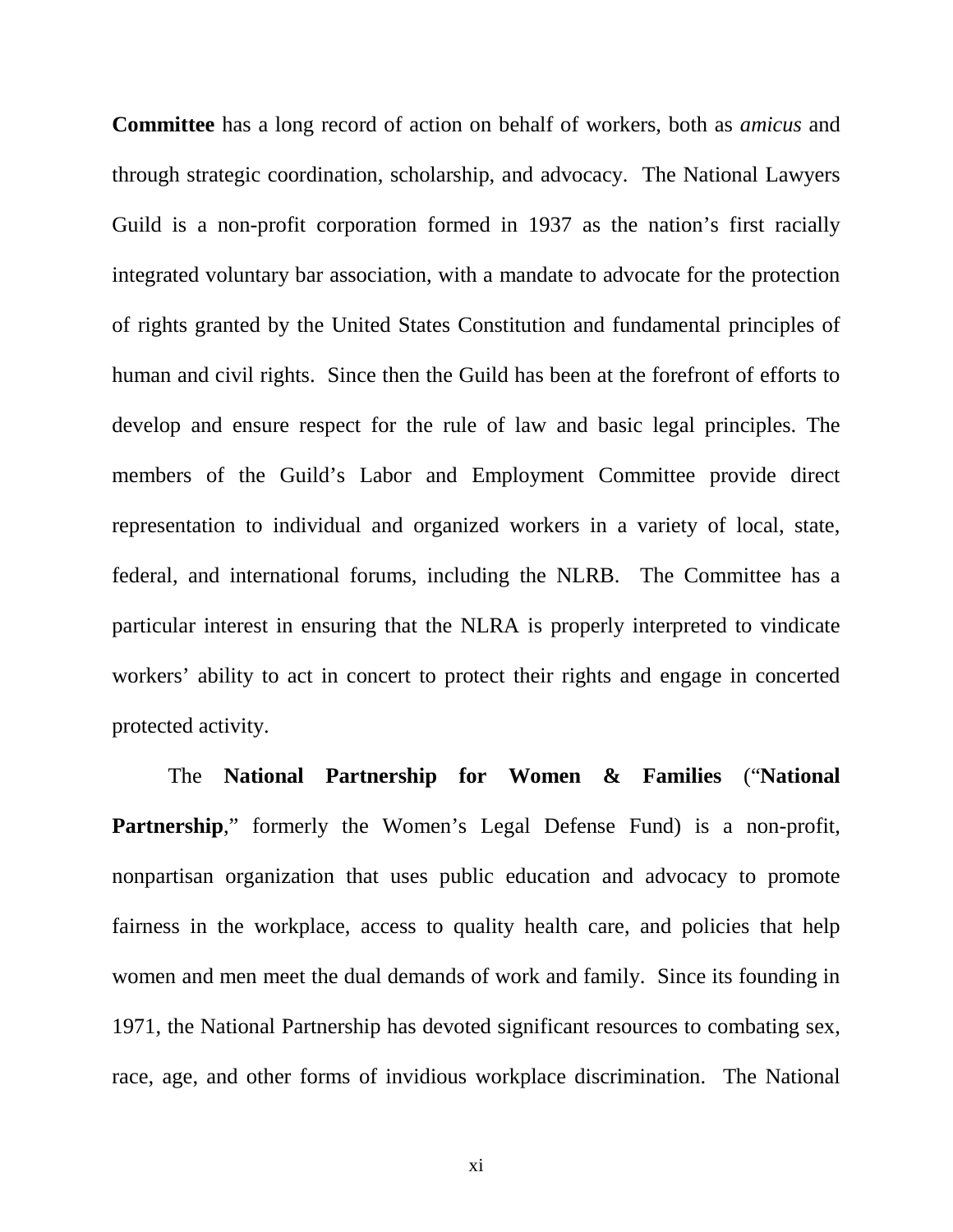**Committee** has a long record of action on behalf of workers, both as *amicus* and through strategic coordination, scholarship, and advocacy. The National Lawyers Guild is a non-profit corporation formed in 1937 as the nation's first racially integrated voluntary bar association, with a mandate to advocate for the protection of rights granted by the United States Constitution and fundamental principles of human and civil rights. Since then the Guild has been at the forefront of efforts to develop and ensure respect for the rule of law and basic legal principles. The members of the Guild's Labor and Employment Committee provide direct representation to individual and organized workers in a variety of local, state, federal, and international forums, including the NLRB. The Committee has a particular interest in ensuring that the NLRA is properly interpreted to vindicate workers' ability to act in concert to protect their rights and engage in concerted protected activity.

The **National Partnership for Women & Families** ("**National Partnership**," formerly the Women's Legal Defense Fund) is a non-profit, nonpartisan organization that uses public education and advocacy to promote fairness in the workplace, access to quality health care, and policies that help women and men meet the dual demands of work and family. Since its founding in 1971, the National Partnership has devoted significant resources to combating sex, race, age, and other forms of invidious workplace discrimination. The National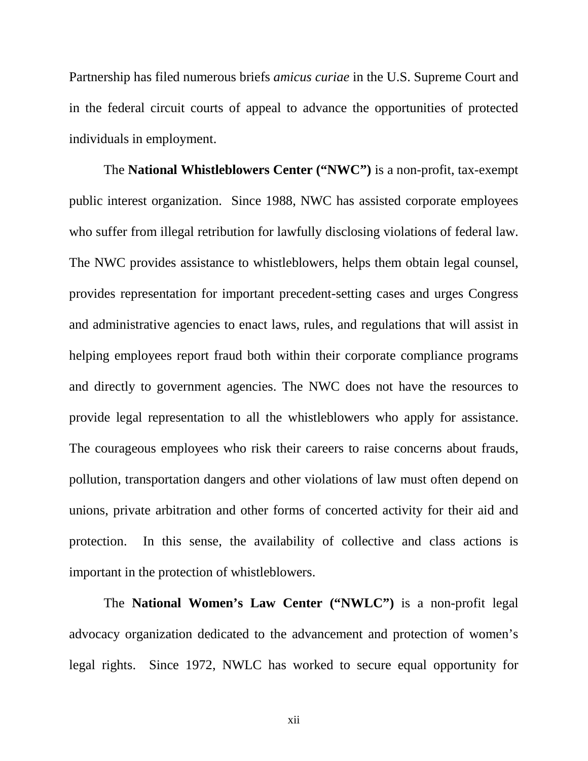Partnership has filed numerous briefs *amicus curiae* in the U.S. Supreme Court and in the federal circuit courts of appeal to advance the opportunities of protected individuals in employment.

The **National Whistleblowers Center ("NWC")** is a non-profit, tax-exempt public interest organization. Since 1988, NWC has assisted corporate employees who suffer from illegal retribution for lawfully disclosing violations of federal law. The NWC provides assistance to whistleblowers, helps them obtain legal counsel, provides representation for important precedent-setting cases and urges Congress and administrative agencies to enact laws, rules, and regulations that will assist in helping employees report fraud both within their corporate compliance programs and directly to government agencies. The NWC does not have the resources to provide legal representation to all the whistleblowers who apply for assistance. The courageous employees who risk their careers to raise concerns about frauds, pollution, transportation dangers and other violations of law must often depend on unions, private arbitration and other forms of concerted activity for their aid and protection. In this sense, the availability of collective and class actions is important in the protection of whistleblowers.

The **National Women's Law Center ("NWLC")** is a non-profit legal advocacy organization dedicated to the advancement and protection of women's legal rights. Since 1972, NWLC has worked to secure equal opportunity for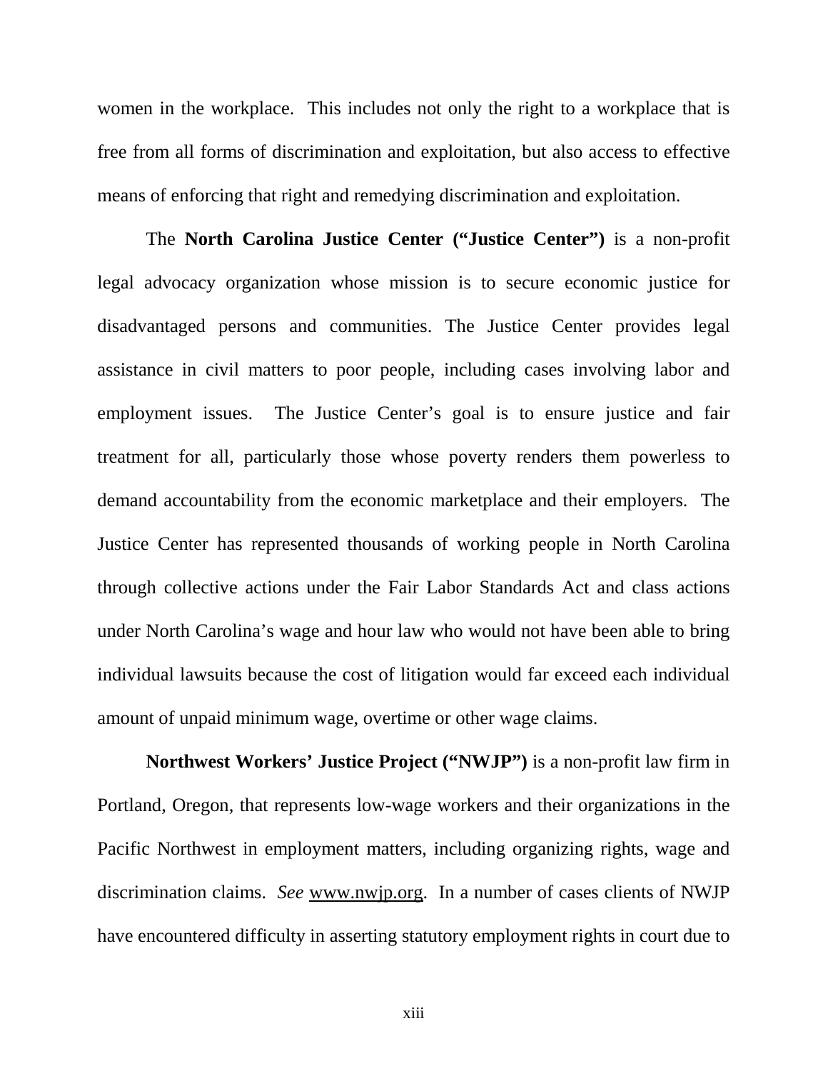women in the workplace. This includes not only the right to a workplace that is free from all forms of discrimination and exploitation, but also access to effective means of enforcing that right and remedying discrimination and exploitation.

The **North Carolina Justice Center ("Justice Center")** is a non-profit legal advocacy organization whose mission is to secure economic justice for disadvantaged persons and communities. The Justice Center provides legal assistance in civil matters to poor people, including cases involving labor and employment issues. The Justice Center's goal is to ensure justice and fair treatment for all, particularly those whose poverty renders them powerless to demand accountability from the economic marketplace and their employers. The Justice Center has represented thousands of working people in North Carolina through collective actions under the Fair Labor Standards Act and class actions under North Carolina's wage and hour law who would not have been able to bring individual lawsuits because the cost of litigation would far exceed each individual amount of unpaid minimum wage, overtime or other wage claims.

**Northwest Workers' Justice Project ("NWJP")** is a non-profit law firm in Portland, Oregon, that represents low-wage workers and their organizations in the Pacific Northwest in employment matters, including organizing rights, wage and discrimination claims. *See* www.nwjp.org. In a number of cases clients of NWJP have encountered difficulty in asserting statutory employment rights in court due to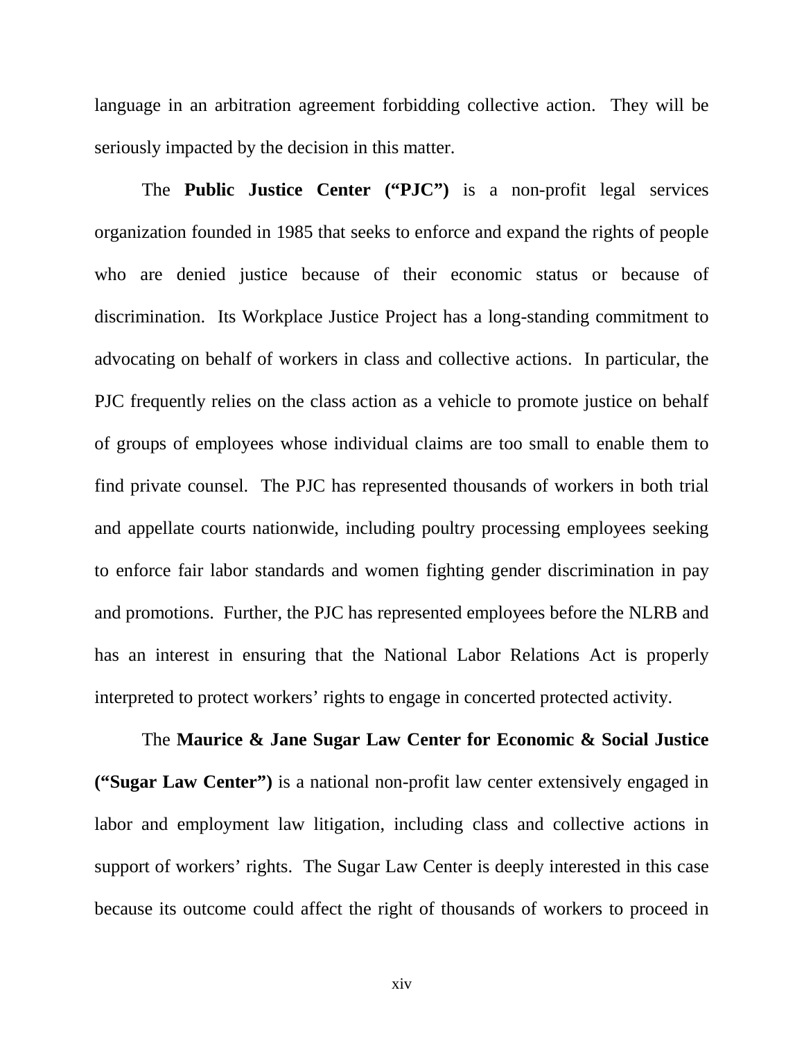language in an arbitration agreement forbidding collective action. They will be seriously impacted by the decision in this matter.

The **Public Justice Center ("PJC")** is a non-profit legal services organization founded in 1985 that seeks to enforce and expand the rights of people who are denied justice because of their economic status or because of discrimination. Its Workplace Justice Project has a long-standing commitment to advocating on behalf of workers in class and collective actions. In particular, the PJC frequently relies on the class action as a vehicle to promote justice on behalf of groups of employees whose individual claims are too small to enable them to find private counsel. The PJC has represented thousands of workers in both trial and appellate courts nationwide, including poultry processing employees seeking to enforce fair labor standards and women fighting gender discrimination in pay and promotions. Further, the PJC has represented employees before the NLRB and has an interest in ensuring that the National Labor Relations Act is properly interpreted to protect workers' rights to engage in concerted protected activity.

The **Maurice & Jane Sugar Law Center for Economic & Social Justice ("Sugar Law Center")** is a national non-profit law center extensively engaged in labor and employment law litigation, including class and collective actions in support of workers' rights. The Sugar Law Center is deeply interested in this case because its outcome could affect the right of thousands of workers to proceed in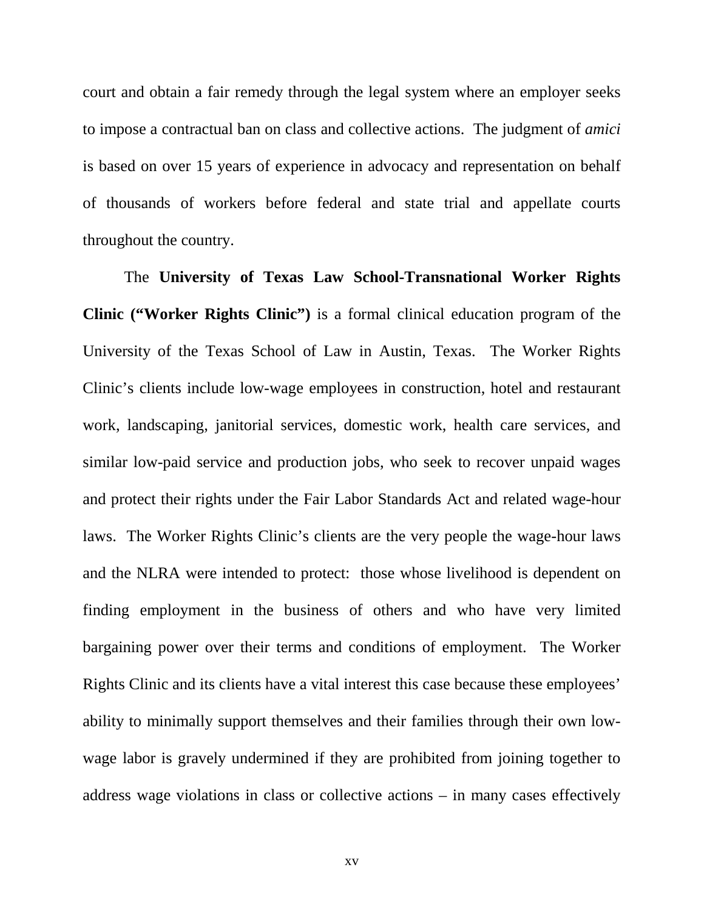court and obtain a fair remedy through the legal system where an employer seeks to impose a contractual ban on class and collective actions. The judgment of *amici* is based on over 15 years of experience in advocacy and representation on behalf of thousands of workers before federal and state trial and appellate courts throughout the country.

The **University of Texas Law School-Transnational Worker Rights Clinic ("Worker Rights Clinic")** is a formal clinical education program of the University of the Texas School of Law in Austin, Texas. The Worker Rights Clinic's clients include low-wage employees in construction, hotel and restaurant work, landscaping, janitorial services, domestic work, health care services, and similar low-paid service and production jobs, who seek to recover unpaid wages and protect their rights under the Fair Labor Standards Act and related wage-hour laws. The Worker Rights Clinic's clients are the very people the wage-hour laws and the NLRA were intended to protect: those whose livelihood is dependent on finding employment in the business of others and who have very limited bargaining power over their terms and conditions of employment. The Worker Rights Clinic and its clients have a vital interest this case because these employees' ability to minimally support themselves and their families through their own low-wage labor is gravely undermined if they are prohibited from joining together to address wage violations in class or collective actions – in many cases effectively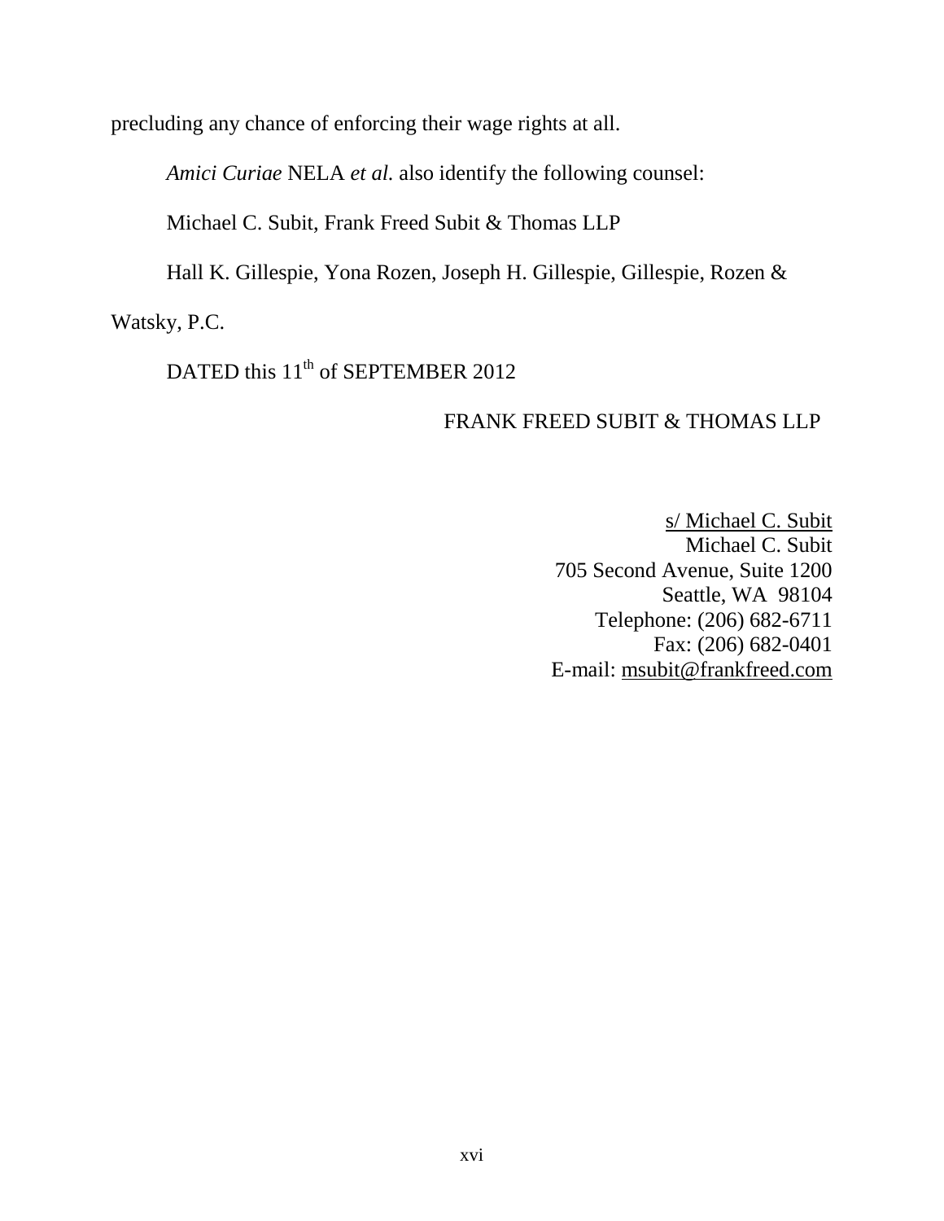precluding any chance of enforcing their wage rights at all.

*Amici Curiae* NELA *et al.* also identify the following counsel:

Michael C. Subit, Frank Freed Subit & Thomas LLP

Hall K. Gillespie, Yona Rozen, Joseph H. Gillespie, Gillespie, Rozen & Watsky, P.C.

DATED this 11th of SEPTEMBER 2012

FRANK FREED SUBIT & THOMAS LLP

s/ Michael C. Subit
Michael C. Subit
705 Second Avenue, Suite 1200
Seattle, WA 98104
Telephone: (206) 682-6711
Fax: (206) 682-0401
E-mail: msubit@frankfreed.com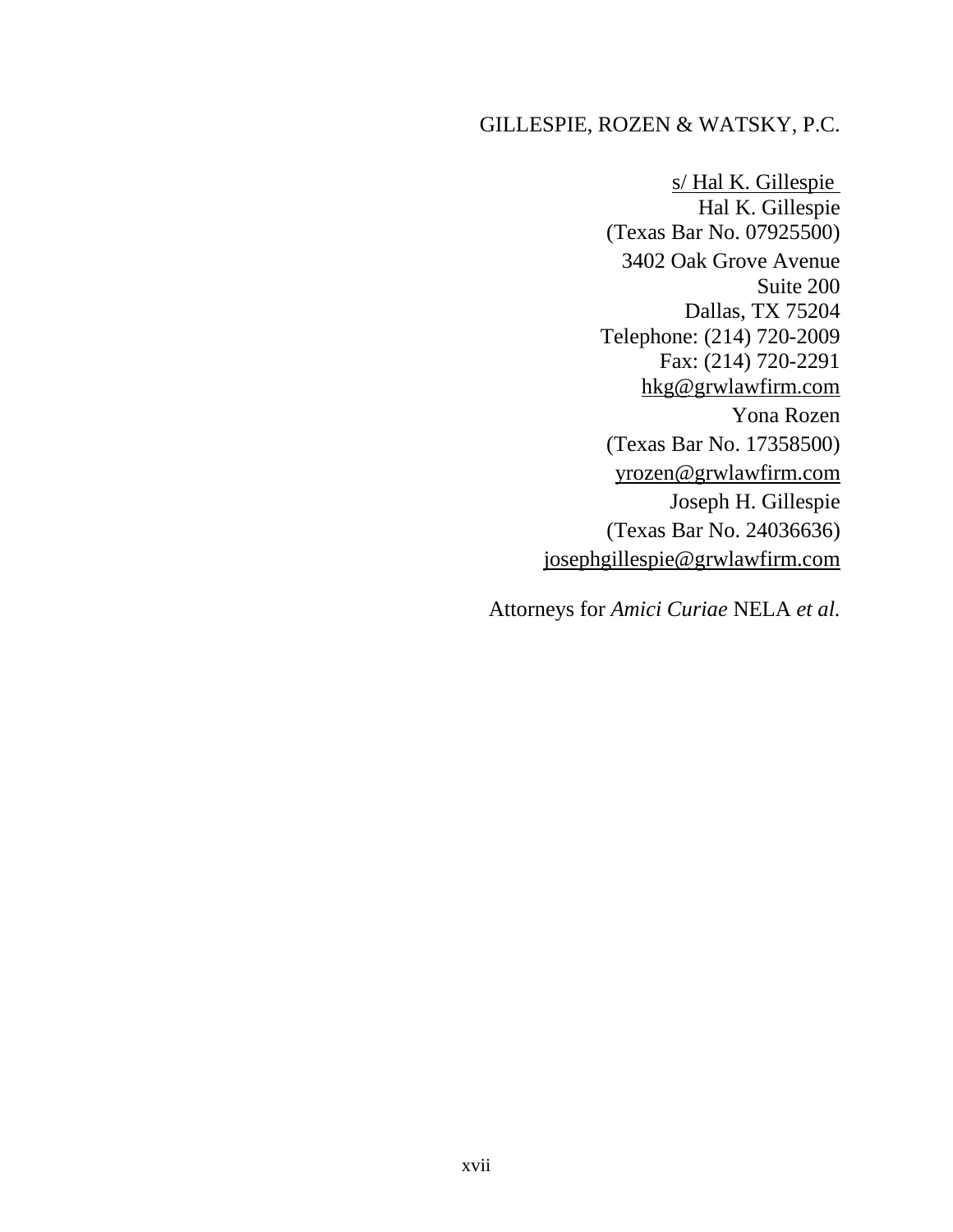GILLESPIE, ROZEN & WATSKY, P.C.

s/ Hal K. Gillespie
Hal K. Gillespie
(Texas Bar No. 07925500)
3402 Oak Grove Avenue
Suite 200
Dallas, TX 75204
Telephone: (214) 720-2009
Fax: (214) 720-2291
hkg@grwlawfirm.com
Yona Rozen
(Texas Bar No. 17358500)
yrozen@grwlawfirm.com
Joseph H. Gillespie
(Texas Bar No. 24036636)
josephgillespie@grwlawfirm.com

Attorneys for *Amici Curiae* NELA *et al.*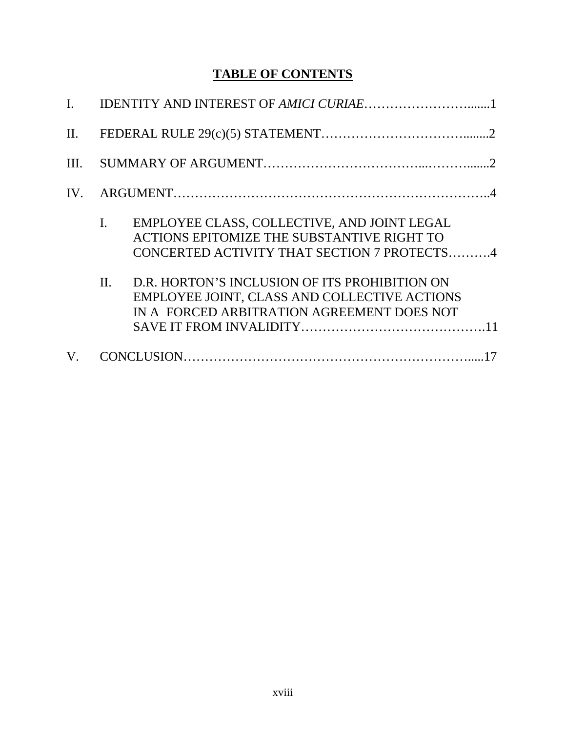# **TABLE OF CONTENTS**

I. IDENTITY AND INTEREST OF *AMICI CURIAE*…………………….......1

II. FEDERAL RULE 29(c)(5) STATEMENT…………………………........2

III. SUMMARY OF ARGUMENT…………………………….....……….......2

IV. ARGUMENT………………………………………………………………..4

  I. EMPLOYEE CLASS, COLLECTIVE, AND JOINT LEGAL ACTIONS EPITOMIZE THE SUBSTANTIVE RIGHT TO CONCERTED ACTIVITY THAT SECTION 7 PROTECTS……….4

  II. D.R. HORTON'S INCLUSION OF ITS PROHIBITION ON EMPLOYEE JOINT, CLASS AND COLLECTIVE ACTIONS IN A FORCED ARBITRATION AGREEMENT DOES NOT SAVE IT FROM INVALIDITY…………………………………….11

V. CONCLUSION……………………………………………………….....17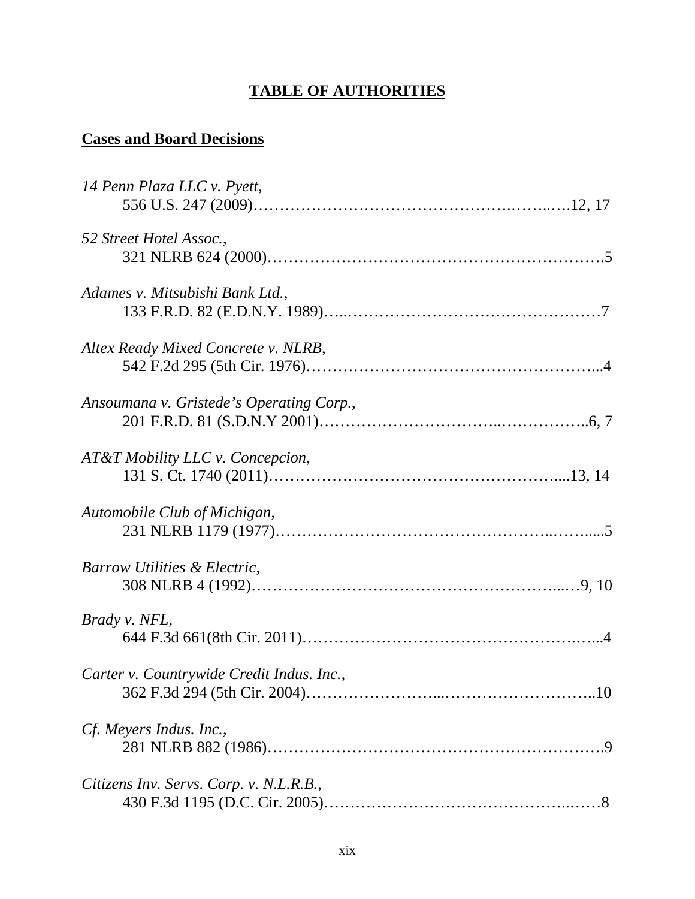## TABLE OF AUTHORITIES

### Cases and Board Decisions

*14 Penn Plaza LLC v. Pyett*,
556 U.S. 247 (2009)……………………………………….……..….12, 17

*52 Street Hotel Assoc.*,
321 NLRB 624 (2000)…………………………………………………….5

*Adames v. Mitsubishi Bank Ltd.*,
133 F.R.D. 82 (E.D.N.Y. 1989)…..…………………………………………7

*Altex Ready Mixed Concrete v. NLRB*,
542 F.2d 295 (5th Cir. 1976)……………………………………………...4

*Ansoumana v. Gristede's Operating Corp.*,
201 F.R.D. 81 (S.D.N.Y 2001)…………………………..……………..6, 7

*AT&T Mobility LLC v. Concepcion*,
131 S. Ct. 1740 (2011)…………………………………………….....13, 14

*Automobile Club of Michigan*,
231 NLRB 1179 (1977)……………………………………..……....5

*Barrow Utilities & Electric*,
308 NLRB 4 (1992)………………………………………………...…9, 10

*Brady v. NFL*,
644 F.3d 661(8th Cir. 2011)……………………………………….…...4

*Carter v. Countrywide Credit Indus. Inc.*,
362 F.3d 294 (5th Cir. 2004)……………………...………………………..10

*Cf. Meyers Indus. Inc.*,
281 NLRB 882 (1986)…………………………………………………….9

*Citizens Inv. Servs. Corp. v. N.L.R.B.*,
430 F.3d 1195 (D.C. Cir. 2005)……………………………………..……8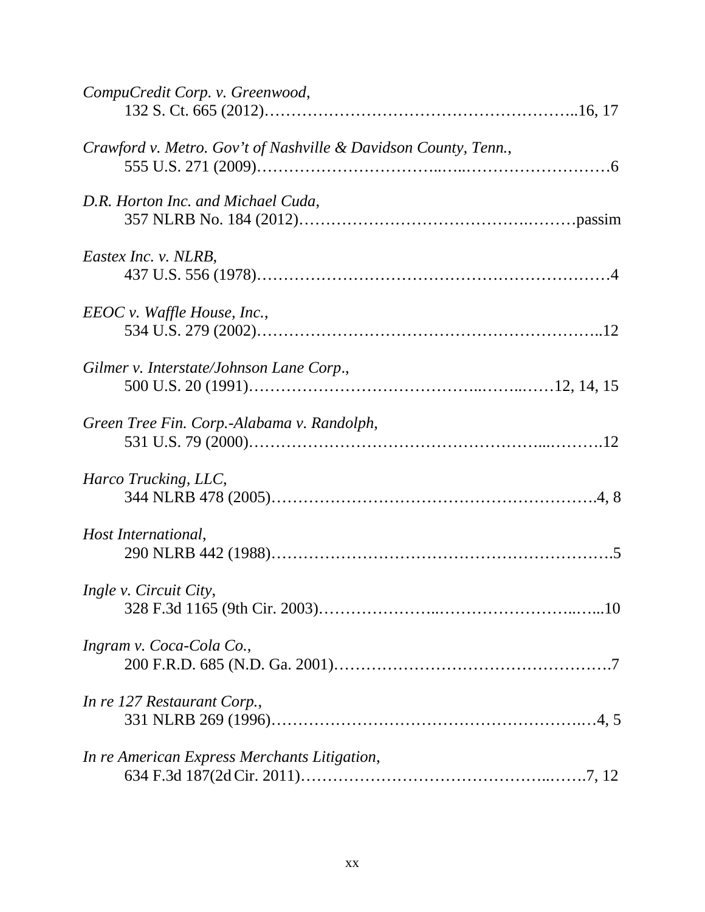*CompuCredit Corp. v. Greenwood*,
132 S. Ct. 665 (2012)………………………………………………..16, 17

*Crawford v. Metro. Gov't of Nashville & Davidson County, Tenn.*,
555 U.S. 271 (2009)…………………………..…..………………………6

*D.R. Horton Inc. and Michael Cuda*,
357 NLRB No. 184 (2012)………………………………….………passim

*Eastex Inc. v. NLRB*,
437 U.S. 556 (1978)…………………………………………………….4

*EEOC v. Waffle House, Inc.*,
534 U.S. 279 (2002)……………………………………………………..12

*Gilmer v. Interstate/Johnson Lane Corp*.,
500 U.S. 20 (1991)…………………………………..……..……12, 14, 15

*Green Tree Fin. Corp.-Alabama v. Randolph*,
531 U.S. 79 (2000)………………………………………………...……….12

*Harco Trucking, LLC*,
344 NLRB 478 (2005)………………………………………………….4, 8

*Host International*,
290 NLRB 442 (1988)…………………………………………………….5

*Ingle v. Circuit City*,
328 F.3d 1165 (9th Cir. 2003)…………………..……………………..…..10

*Ingram v. Coca-Cola Co.*,
200 F.R.D. 685 (N.D. Ga. 2001)…………………………………………….7

*In re 127 Restaurant Corp.*,
331 NLRB 269 (1996)…………………………………………………..…4, 5

*In re American Express Merchants Litigation*,
634 F.3d 187(2d Cir. 2011)……………………………………..…….7, 12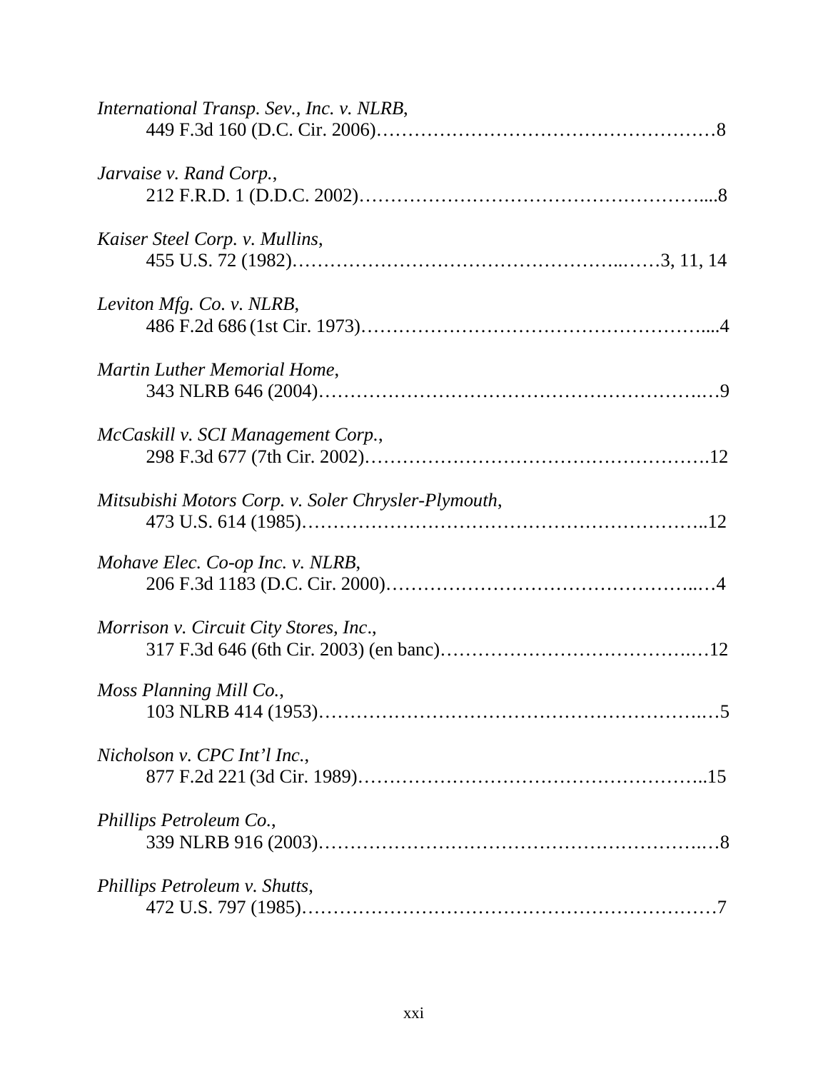*International Transp. Sev., Inc. v. NLRB*,
449 F.3d 160 (D.C. Cir. 2006)……………………………………………8

*Jarvaise v. Rand Corp.*,
212 F.R.D. 1 (D.D.C. 2002)………………………………………………....8

*Kaiser Steel Corp. v. Mullins*,
455 U.S. 72 (1982)…………………………………………..……3, 11, 14

*Leviton Mfg. Co. v. NLRB*,
486 F.2d 686 (1st Cir. 1973)……………………………………………....4

*Martin Luther Memorial Home*,
343 NLRB 646 (2004)…………………………………………………..…9

*McCaskill v. SCI Management Corp.*,
298 F.3d 677 (7th Cir. 2002)……………………………………………….12

*Mitsubishi Motors Corp. v. Soler Chrysler-Plymouth*,
473 U.S. 614 (1985)…………………………………………………………..12

*Mohave Elec. Co-op Inc. v. NLRB*,
206 F.3d 1183 (D.C. Cir. 2000)…………………………………………..…4

*Morrison v. Circuit City Stores, Inc*.,
317 F.3d 646 (6th Cir. 2003) (en banc)…………………………………..…12

*Moss Planning Mill Co.*,
103 NLRB 414 (1953)…………………………………………………..…5

*Nicholson v. CPC Int'l Inc.*,
877 F.2d 221 (3d Cir. 1989)………………………………………………..15

*Phillips Petroleum Co.*,
339 NLRB 916 (2003)…………………………………………………..…8

*Phillips Petroleum v. Shutts*,
472 U.S. 797 (1985)……………………………………………………………7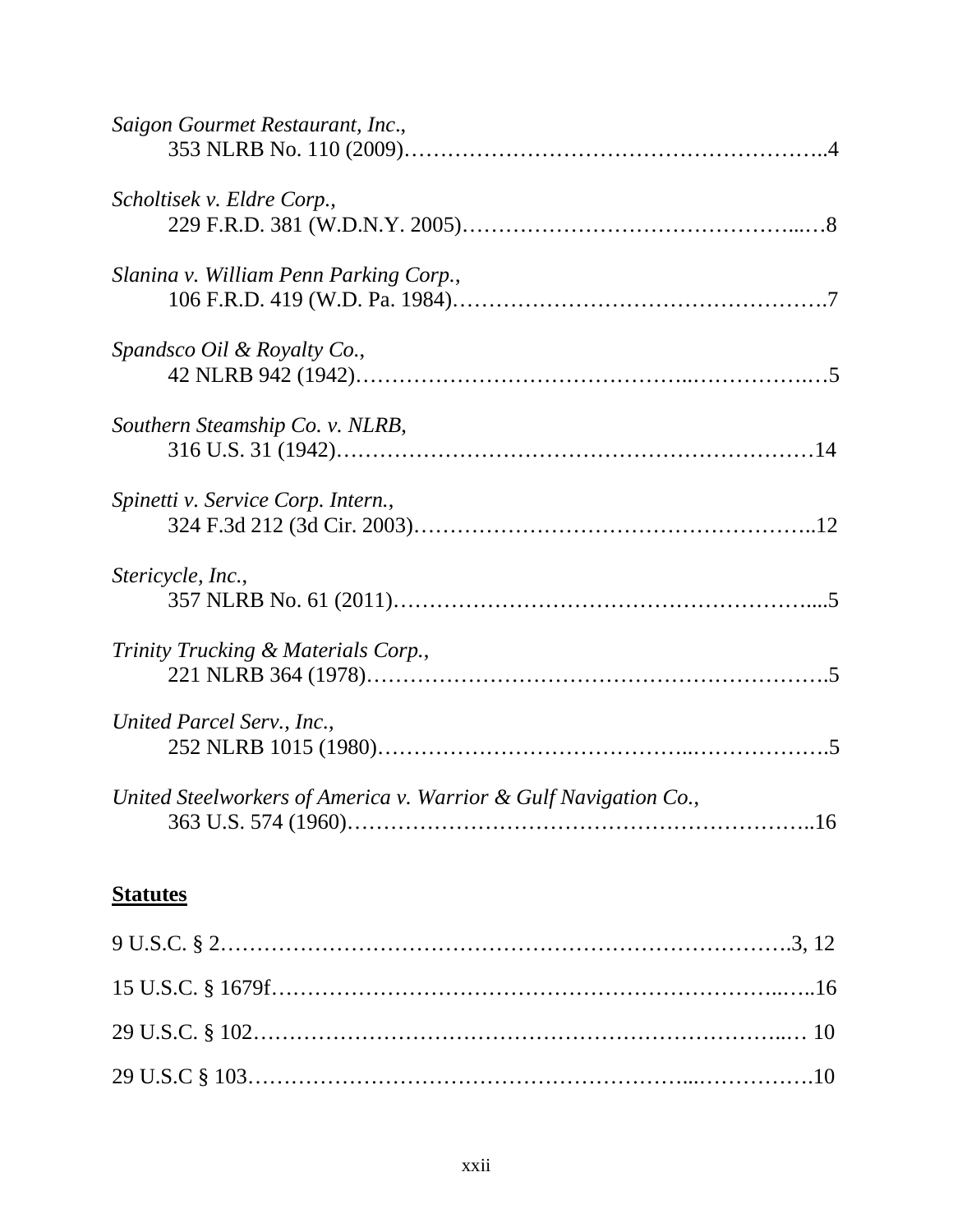*Saigon Gourmet Restaurant, Inc.*,
353 NLRB No. 110 (2009)………………………………………………..4

*Scholtisek v. Eldre Corp.*,
229 F.R.D. 381 (W.D.N.Y. 2005)………………………………………...….8

*Slanina v. William Penn Parking Corp.*,
106 F.R.D. 419 (W.D. Pa. 1984)…………………………………………….7

*Spandsco Oil & Royalty Co.*,
42 NLRB 942 (1942)……………………………………..…………….…5

*Southern Steamship Co. v. NLRB*,
316 U.S. 31 (1942)…………………………………………………………14

*Spinetti v. Service Corp. Intern.*,
324 F.3d 212 (3d Cir. 2003)………………………………………………..12

*Stericycle, Inc.*,
357 NLRB No. 61 (2011)…………………………………………………....5

*Trinity Trucking & Materials Corp.*,
221 NLRB 364 (1978)……………………………………………………….5

*United Parcel Serv., Inc.*,
252 NLRB 1015 (1980)…………………………………..……………….5

*United Steelworkers of America v. Warrior & Gulf Navigation Co.*,
363 U.S. 574 (1960)………………………………………………………..16

**Statutes**

9 U.S.C. § 2………………………………………………………………….3, 12

15 U.S.C. § 1679f…………………………………………………………..…..16

29 U.S.C. § 102…………………………………………………………...… 10

29 U.S.C § 103…………………………………………………...…………….10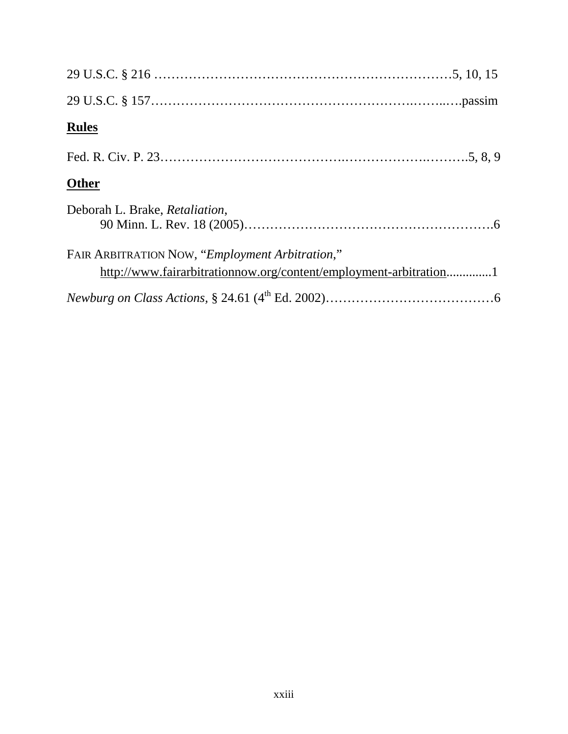29 U.S.C. § 216 ……………………………………………………………5, 10, 15

29 U.S.C. § 157…………………………………………………….……..….passim

**Rules**

Fed. R. Civ. P. 23………………………………….…………………..……….5, 8, 9

**Other**

Deborah L. Brake, *Retaliation*,
90 Minn. L. Rev. 18 (2005)……………………………………………….6

FAIR ARBITRATION NOW, "*Employment Arbitration*,"
http://www.fairarbitrationnow.org/content/employment-arbitration.............1

*Newburg on Class Actions*, § 24.61 (4th Ed. 2002)…………………………………6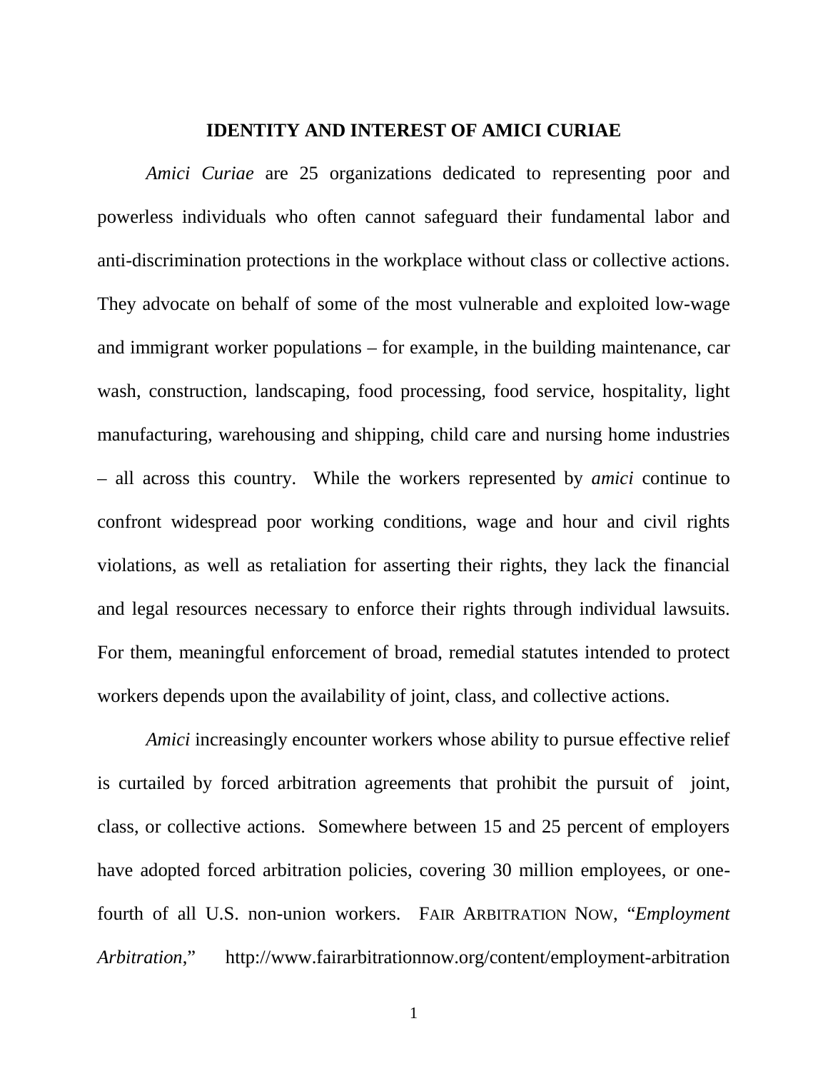## IDENTITY AND INTEREST OF AMICI CURIAE

*Amici Curiae* are 25 organizations dedicated to representing poor and powerless individuals who often cannot safeguard their fundamental labor and anti-discrimination protections in the workplace without class or collective actions. They advocate on behalf of some of the most vulnerable and exploited low-wage and immigrant worker populations – for example, in the building maintenance, car wash, construction, landscaping, food processing, food service, hospitality, light manufacturing, warehousing and shipping, child care and nursing home industries – all across this country. While the workers represented by *amici* continue to confront widespread poor working conditions, wage and hour and civil rights violations, as well as retaliation for asserting their rights, they lack the financial and legal resources necessary to enforce their rights through individual lawsuits. For them, meaningful enforcement of broad, remedial statutes intended to protect workers depends upon the availability of joint, class, and collective actions.

*Amici* increasingly encounter workers whose ability to pursue effective relief is curtailed by forced arbitration agreements that prohibit the pursuit of joint, class, or collective actions. Somewhere between 15 and 25 percent of employers have adopted forced arbitration policies, covering 30 million employees, or one-fourth of all U.S. non-union workers. FAIR ARBITRATION NOW, "*Employment Arbitration*," http://www.fairarbitrationnow.org/content/employment-arbitration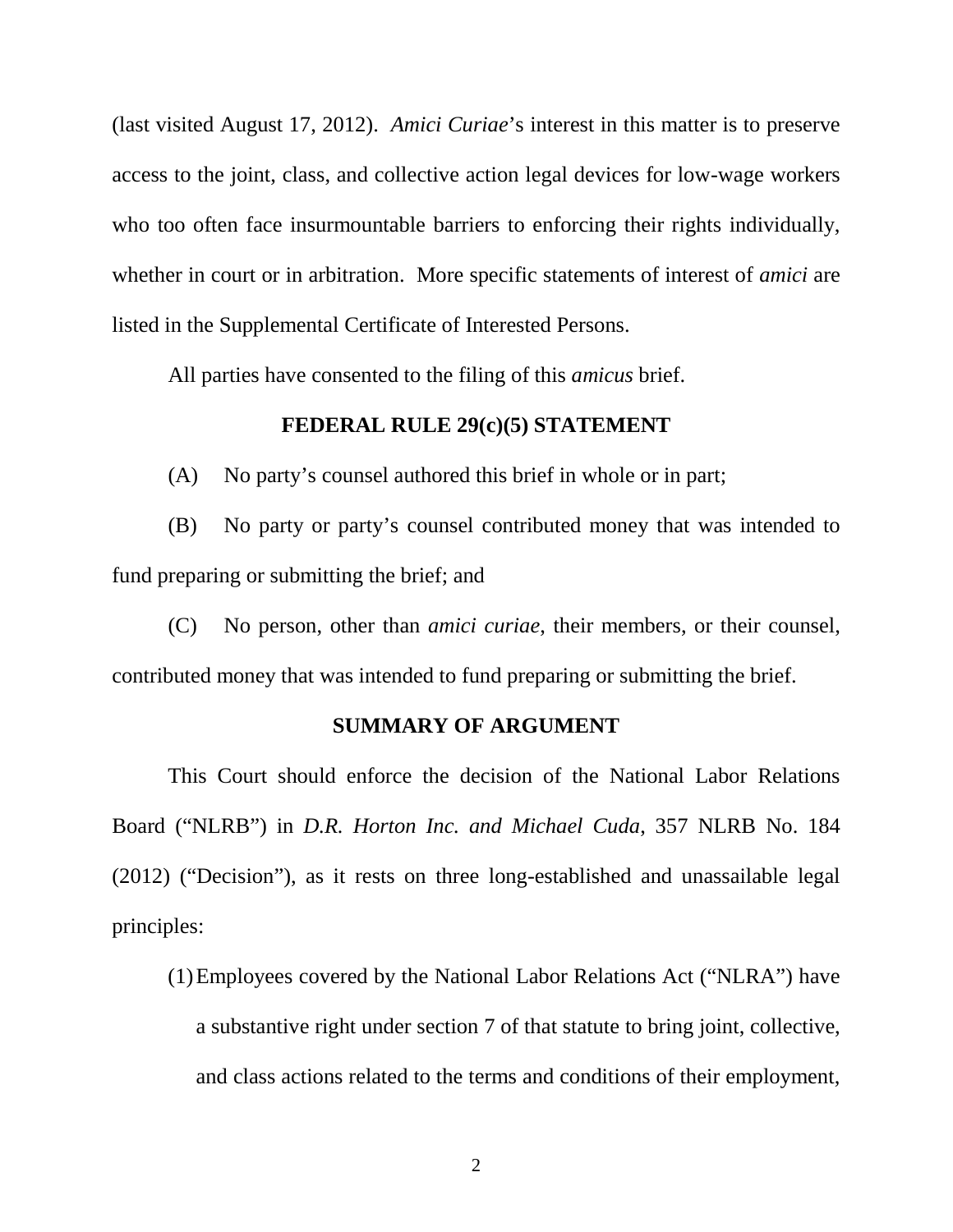(last visited August 17, 2012). *Amici Curiae*'s interest in this matter is to preserve access to the joint, class, and collective action legal devices for low-wage workers who too often face insurmountable barriers to enforcing their rights individually, whether in court or in arbitration. More specific statements of interest of *amici* are listed in the Supplemental Certificate of Interested Persons.

All parties have consented to the filing of this *amicus* brief.

## FEDERAL RULE 29(c)(5) STATEMENT

(A) No party's counsel authored this brief in whole or in part;

(B) No party or party's counsel contributed money that was intended to fund preparing or submitting the brief; and

(C) No person, other than *amici curiae*, their members, or their counsel, contributed money that was intended to fund preparing or submitting the brief.

## SUMMARY OF ARGUMENT

This Court should enforce the decision of the National Labor Relations Board ("NLRB") in *D.R. Horton Inc. and Michael Cuda*, 357 NLRB No. 184 (2012) ("Decision"), as it rests on three long-established and unassailable legal principles:

(1) Employees covered by the National Labor Relations Act ("NLRA") have a substantive right under section 7 of that statute to bring joint, collective, and class actions related to the terms and conditions of their employment,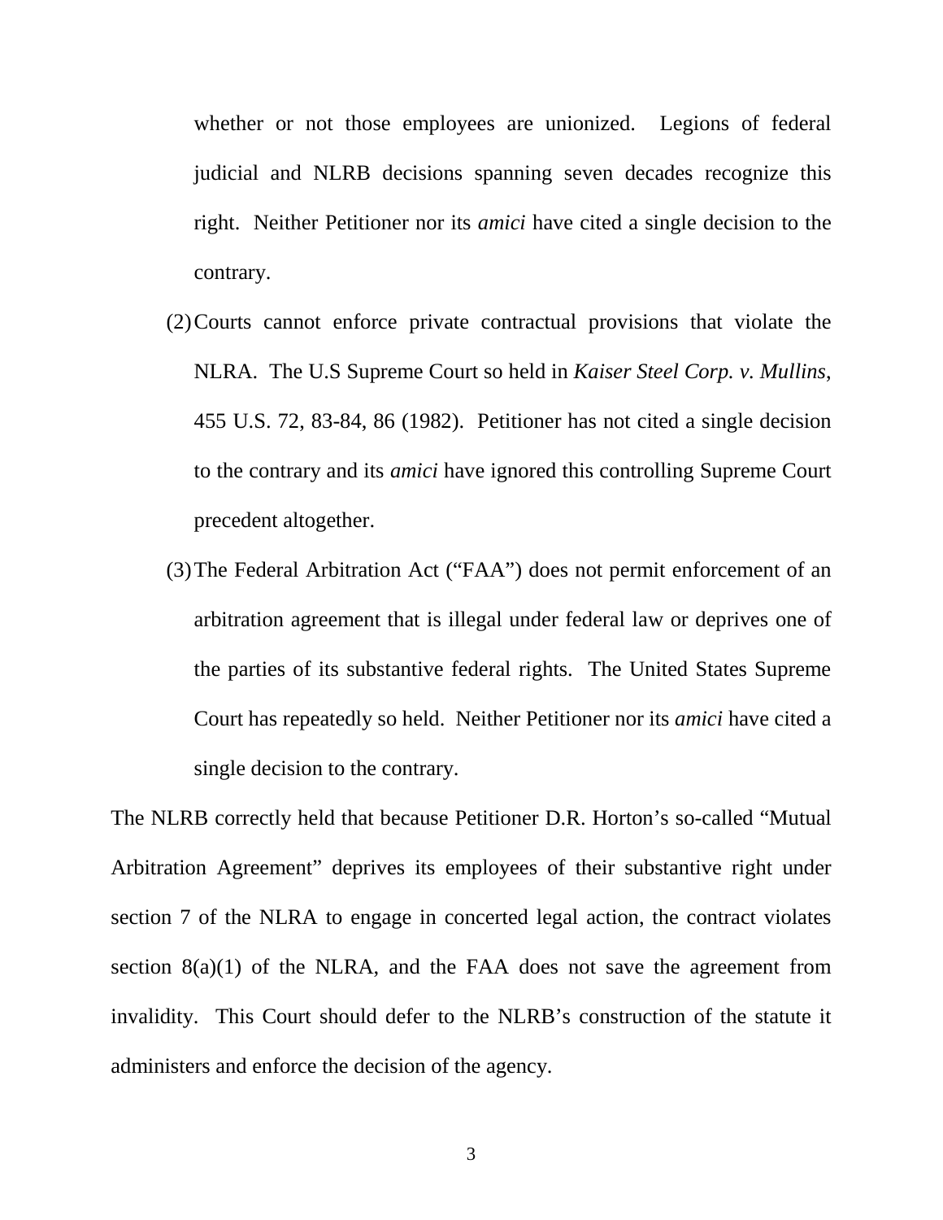whether or not those employees are unionized. Legions of federal judicial and NLRB decisions spanning seven decades recognize this right. Neither Petitioner nor its *amici* have cited a single decision to the contrary.

(2) Courts cannot enforce private contractual provisions that violate the NLRA. The U.S Supreme Court so held in *Kaiser Steel Corp. v. Mullins*, 455 U.S. 72, 83-84, 86 (1982). Petitioner has not cited a single decision to the contrary and its *amici* have ignored this controlling Supreme Court precedent altogether.

(3) The Federal Arbitration Act ("FAA") does not permit enforcement of an arbitration agreement that is illegal under federal law or deprives one of the parties of its substantive federal rights. The United States Supreme Court has repeatedly so held. Neither Petitioner nor its *amici* have cited a single decision to the contrary.

The NLRB correctly held that because Petitioner D.R. Horton's so-called "Mutual Arbitration Agreement" deprives its employees of their substantive right under section 7 of the NLRA to engage in concerted legal action, the contract violates section 8(a)(1) of the NLRA, and the FAA does not save the agreement from invalidity. This Court should defer to the NLRB's construction of the statute it administers and enforce the decision of the agency.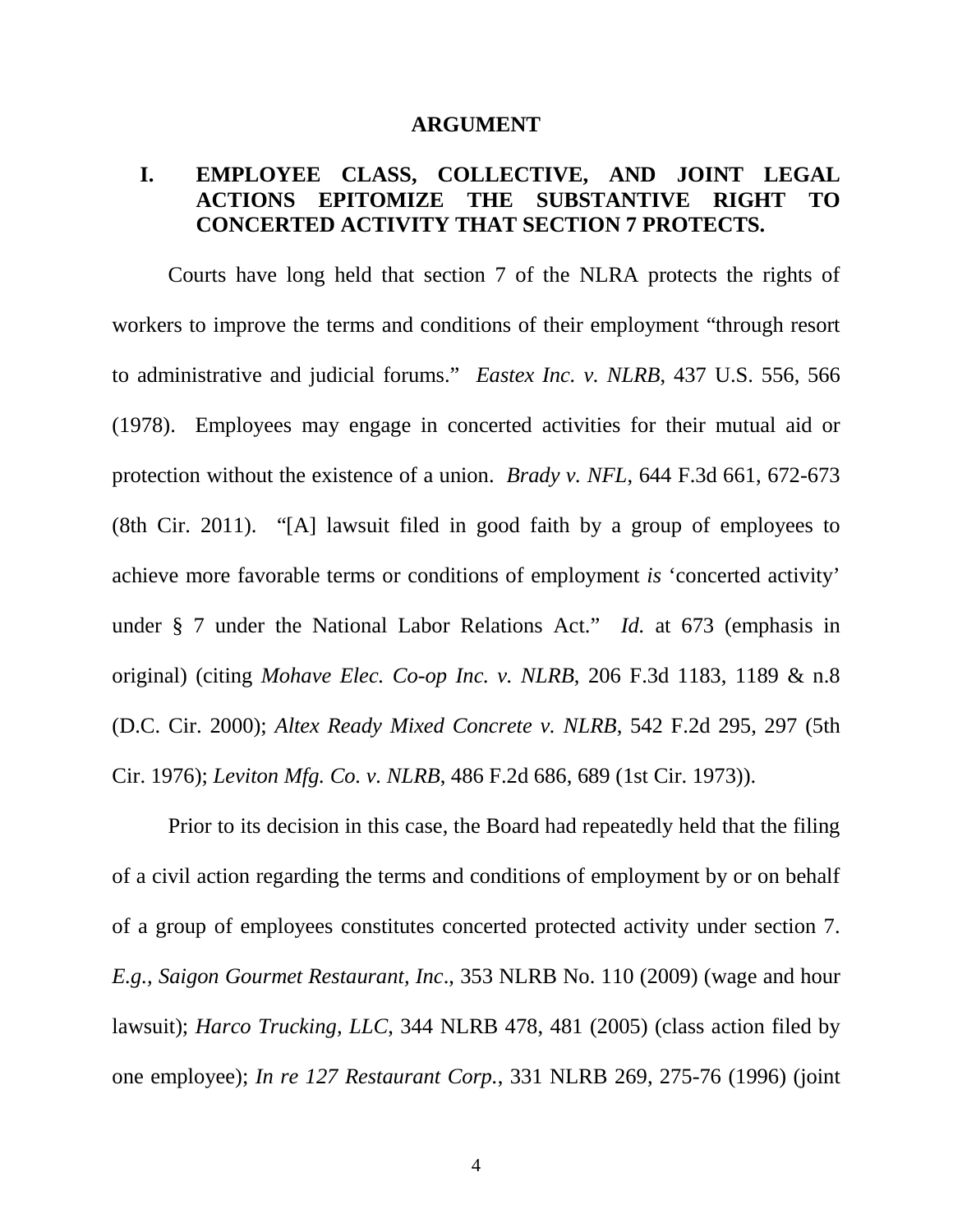# ARGUMENT

## I. EMPLOYEE CLASS, COLLECTIVE, AND JOINT LEGAL ACTIONS EPITOMIZE THE SUBSTANTIVE RIGHT TO CONCERTED ACTIVITY THAT SECTION 7 PROTECTS.

Courts have long held that section 7 of the NLRA protects the rights of workers to improve the terms and conditions of their employment "through resort to administrative and judicial forums." *Eastex Inc. v. NLRB*, 437 U.S. 556, 566 (1978). Employees may engage in concerted activities for their mutual aid or protection without the existence of a union. *Brady v. NFL*, 644 F.3d 661, 672-673 (8th Cir. 2011). "[A] lawsuit filed in good faith by a group of employees to achieve more favorable terms or conditions of employment *is* 'concerted activity' under § 7 under the National Labor Relations Act." *Id.* at 673 (emphasis in original) (citing *Mohave Elec. Co-op Inc. v. NLRB*, 206 F.3d 1183, 1189 & n.8 (D.C. Cir. 2000); *Altex Ready Mixed Concrete v. NLRB*, 542 F.2d 295, 297 (5th Cir. 1976); *Leviton Mfg. Co. v. NLRB*, 486 F.2d 686, 689 (1st Cir. 1973)).

Prior to its decision in this case, the Board had repeatedly held that the filing of a civil action regarding the terms and conditions of employment by or on behalf of a group of employees constitutes concerted protected activity under section 7. *E.g., Saigon Gourmet Restaurant, Inc*., 353 NLRB No. 110 (2009) (wage and hour lawsuit); *Harco Trucking, LLC*, 344 NLRB 478, 481 (2005) (class action filed by one employee); *In re 127 Restaurant Corp.*, 331 NLRB 269, 275-76 (1996) (joint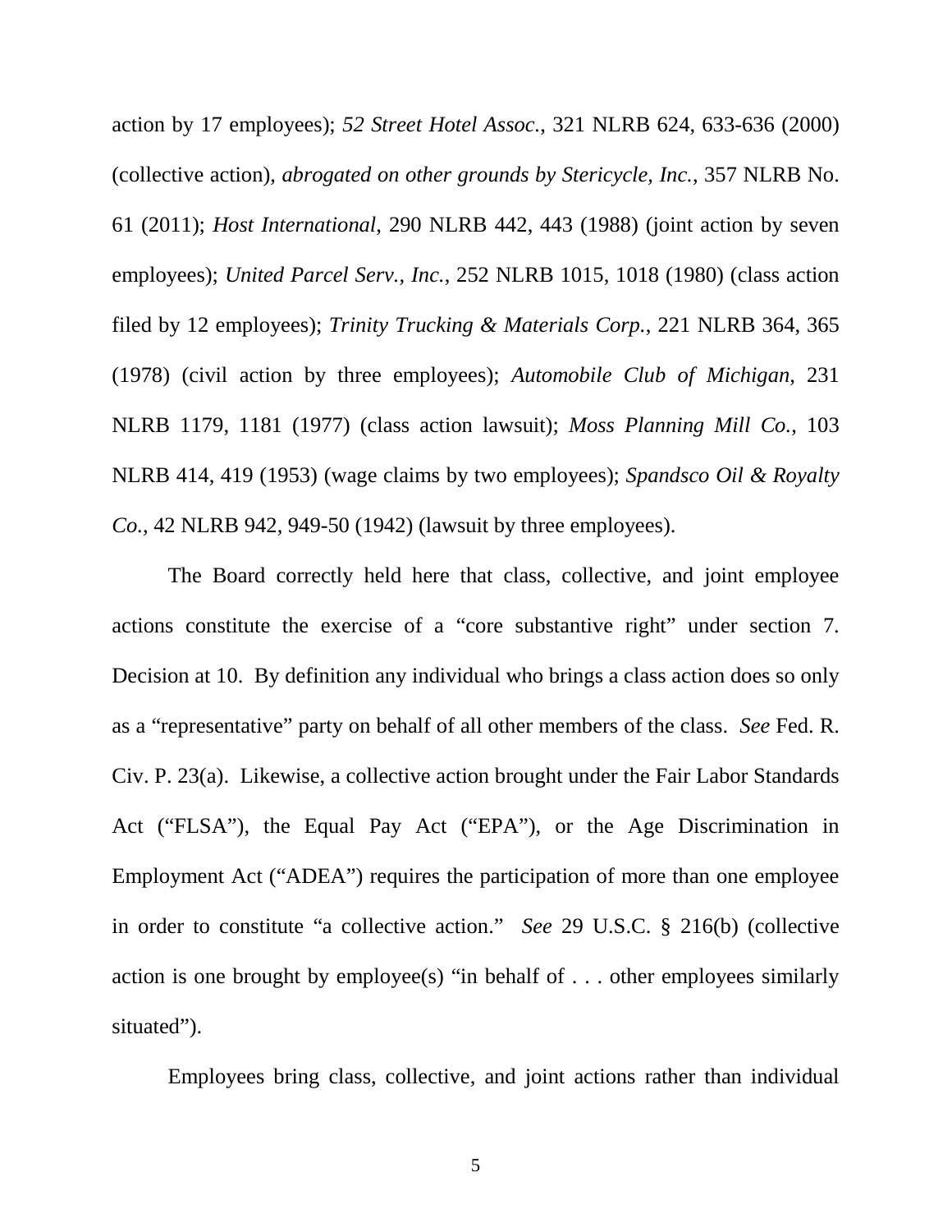action by 17 employees); *52 Street Hotel Assoc.*, 321 NLRB 624, 633-636 (2000) (collective action), *abrogated on other grounds by Stericycle, Inc.*, 357 NLRB No. 61 (2011); *Host International*, 290 NLRB 442, 443 (1988) (joint action by seven employees); *United Parcel Serv., Inc.*, 252 NLRB 1015, 1018 (1980) (class action filed by 12 employees); *Trinity Trucking & Materials Corp.*, 221 NLRB 364, 365 (1978) (civil action by three employees); *Automobile Club of Michigan*, 231 NLRB 1179, 1181 (1977) (class action lawsuit); *Moss Planning Mill Co.*, 103 NLRB 414, 419 (1953) (wage claims by two employees); *Spandsco Oil & Royalty Co.*, 42 NLRB 942, 949-50 (1942) (lawsuit by three employees).

The Board correctly held here that class, collective, and joint employee actions constitute the exercise of a "core substantive right" under section 7. Decision at 10. By definition any individual who brings a class action does so only as a "representative" party on behalf of all other members of the class. *See* Fed. R. Civ. P. 23(a). Likewise, a collective action brought under the Fair Labor Standards Act ("FLSA"), the Equal Pay Act ("EPA"), or the Age Discrimination in Employment Act ("ADEA") requires the participation of more than one employee in order to constitute "a collective action." *See* 29 U.S.C. § 216(b) (collective action is one brought by employee(s) "in behalf of . . . other employees similarly situated").

Employees bring class, collective, and joint actions rather than individual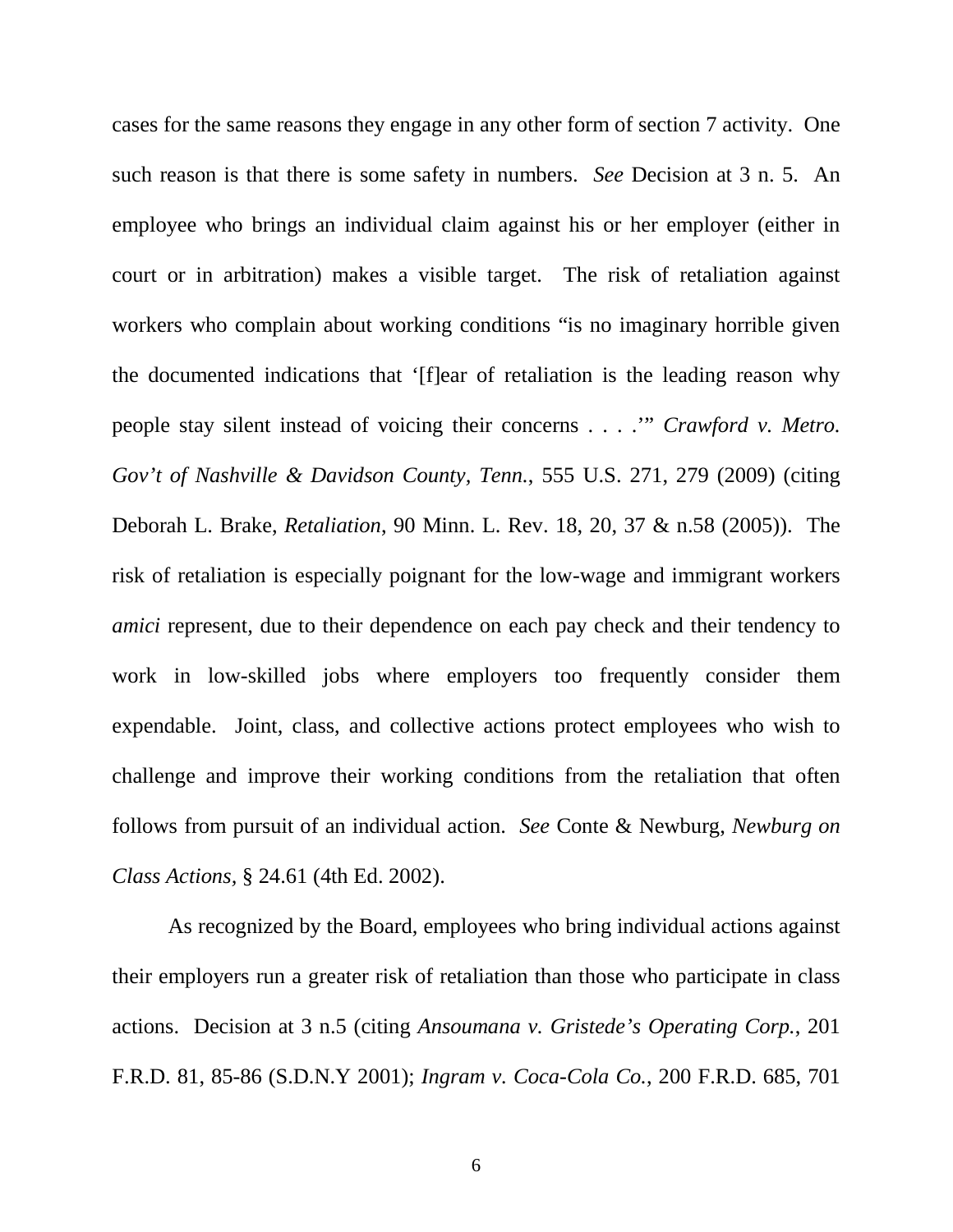cases for the same reasons they engage in any other form of section 7 activity. One such reason is that there is some safety in numbers. *See* Decision at 3 n. 5. An employee who brings an individual claim against his or her employer (either in court or in arbitration) makes a visible target. The risk of retaliation against workers who complain about working conditions "is no imaginary horrible given the documented indications that '[f]ear of retaliation is the leading reason why people stay silent instead of voicing their concerns . . . .'" *Crawford v. Metro. Gov't of Nashville & Davidson County, Tenn.*, 555 U.S. 271, 279 (2009) (citing Deborah L. Brake, *Retaliation*, 90 Minn. L. Rev. 18, 20, 37 & n.58 (2005)). The risk of retaliation is especially poignant for the low-wage and immigrant workers *amici* represent, due to their dependence on each pay check and their tendency to work in low-skilled jobs where employers too frequently consider them expendable. Joint, class, and collective actions protect employees who wish to challenge and improve their working conditions from the retaliation that often follows from pursuit of an individual action. *See* Conte & Newburg, *Newburg on Class Actions*, § 24.61 (4th Ed. 2002).

As recognized by the Board, employees who bring individual actions against their employers run a greater risk of retaliation than those who participate in class actions. Decision at 3 n.5 (citing *Ansoumana v. Gristede's Operating Corp.*, 201 F.R.D. 81, 85-86 (S.D.N.Y 2001); *Ingram v. Coca-Cola Co.*, 200 F.R.D. 685, 701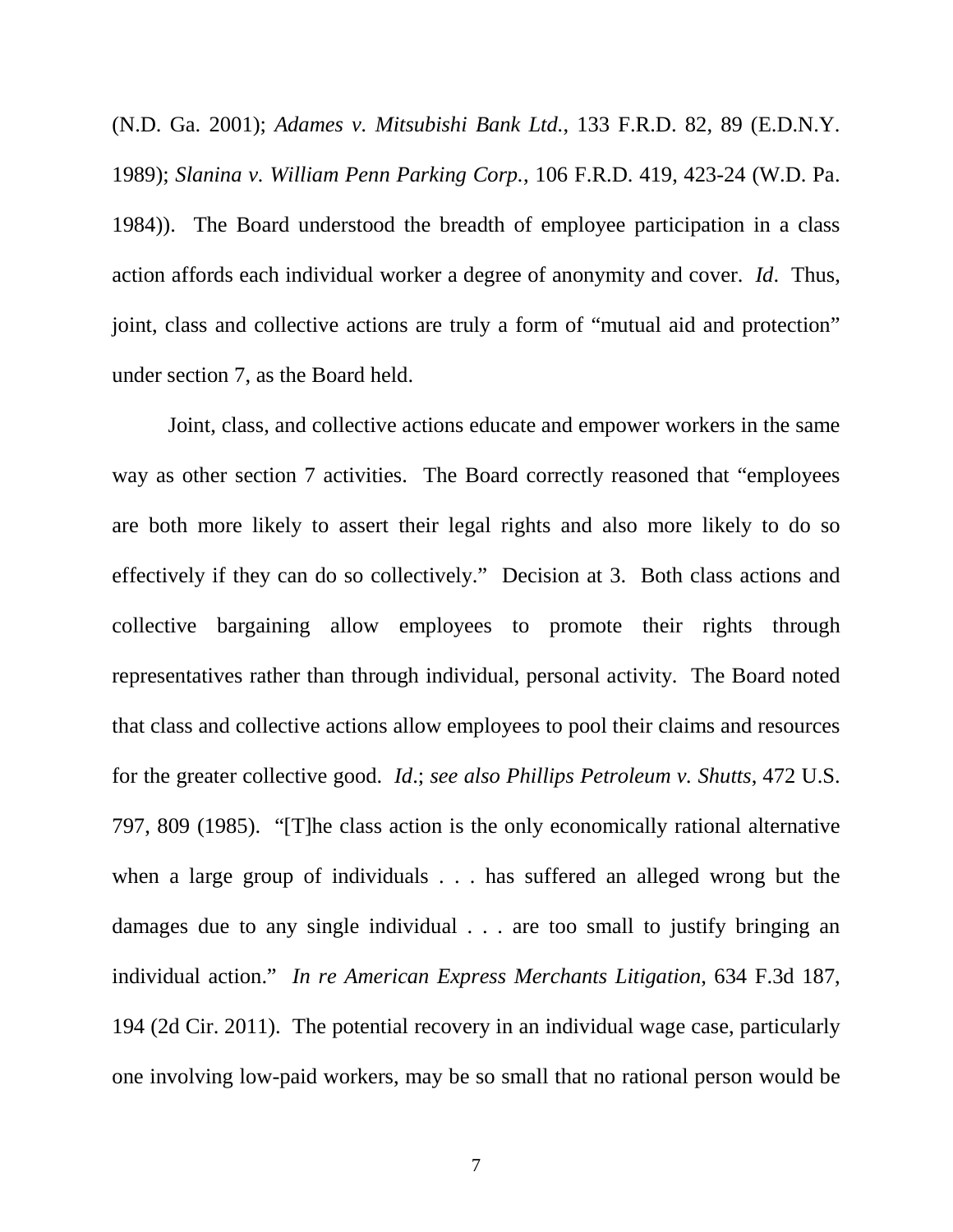(N.D. Ga. 2001); *Adames v. Mitsubishi Bank Ltd.*, 133 F.R.D. 82, 89 (E.D.N.Y. 1989); *Slanina v. William Penn Parking Corp.*, 106 F.R.D. 419, 423-24 (W.D. Pa. 1984)). The Board understood the breadth of employee participation in a class action affords each individual worker a degree of anonymity and cover. *Id*. Thus, joint, class and collective actions are truly a form of "mutual aid and protection" under section 7, as the Board held.

Joint, class, and collective actions educate and empower workers in the same way as other section 7 activities. The Board correctly reasoned that "employees are both more likely to assert their legal rights and also more likely to do so effectively if they can do so collectively." Decision at 3. Both class actions and collective bargaining allow employees to promote their rights through representatives rather than through individual, personal activity. The Board noted that class and collective actions allow employees to pool their claims and resources for the greater collective good. *Id*.; *see also Phillips Petroleum v. Shutts*, 472 U.S. 797, 809 (1985). "[T]he class action is the only economically rational alternative when a large group of individuals . . . has suffered an alleged wrong but the damages due to any single individual . . . are too small to justify bringing an individual action." *In re American Express Merchants Litigation*, 634 F.3d 187, 194 (2d Cir. 2011). The potential recovery in an individual wage case, particularly one involving low-paid workers, may be so small that no rational person would be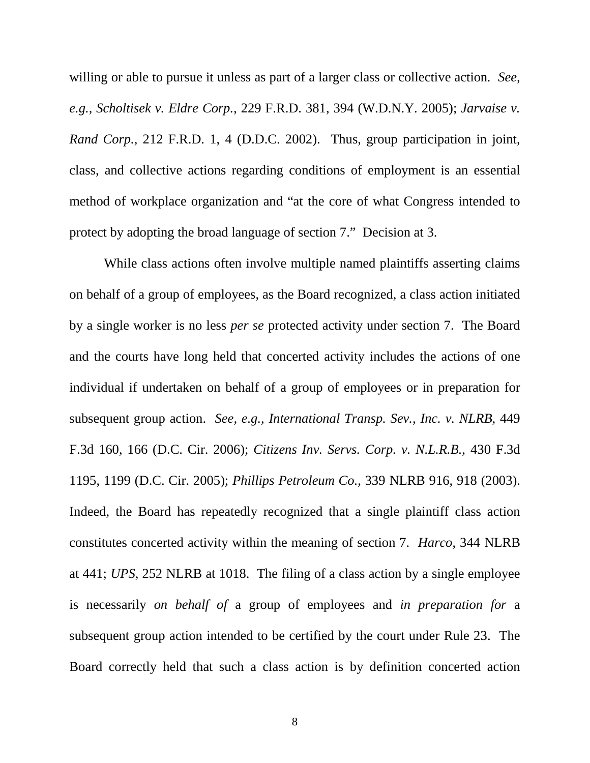willing or able to pursue it unless as part of a larger class or collective action. *See, e.g.*, *Scholtisek v. Eldre Corp.*, 229 F.R.D. 381, 394 (W.D.N.Y. 2005); *Jarvaise v. Rand Corp.*, 212 F.R.D. 1, 4 (D.D.C. 2002). Thus, group participation in joint, class, and collective actions regarding conditions of employment is an essential method of workplace organization and "at the core of what Congress intended to protect by adopting the broad language of section 7." Decision at 3.

While class actions often involve multiple named plaintiffs asserting claims on behalf of a group of employees, as the Board recognized, a class action initiated by a single worker is no less *per se* protected activity under section 7. The Board and the courts have long held that concerted activity includes the actions of one individual if undertaken on behalf of a group of employees or in preparation for subsequent group action. *See, e.g.*, *International Transp. Sev., Inc. v. NLRB*, 449 F.3d 160, 166 (D.C. Cir. 2006); *Citizens Inv. Servs. Corp. v. N.L.R.B.*, 430 F.3d 1195, 1199 (D.C. Cir. 2005); *Phillips Petroleum Co.*, 339 NLRB 916, 918 (2003). Indeed, the Board has repeatedly recognized that a single plaintiff class action constitutes concerted activity within the meaning of section 7. *Harco*, 344 NLRB at 441; *UPS*, 252 NLRB at 1018. The filing of a class action by a single employee is necessarily *on behalf of* a group of employees and *in preparation for* a subsequent group action intended to be certified by the court under Rule 23. The Board correctly held that such a class action is by definition concerted action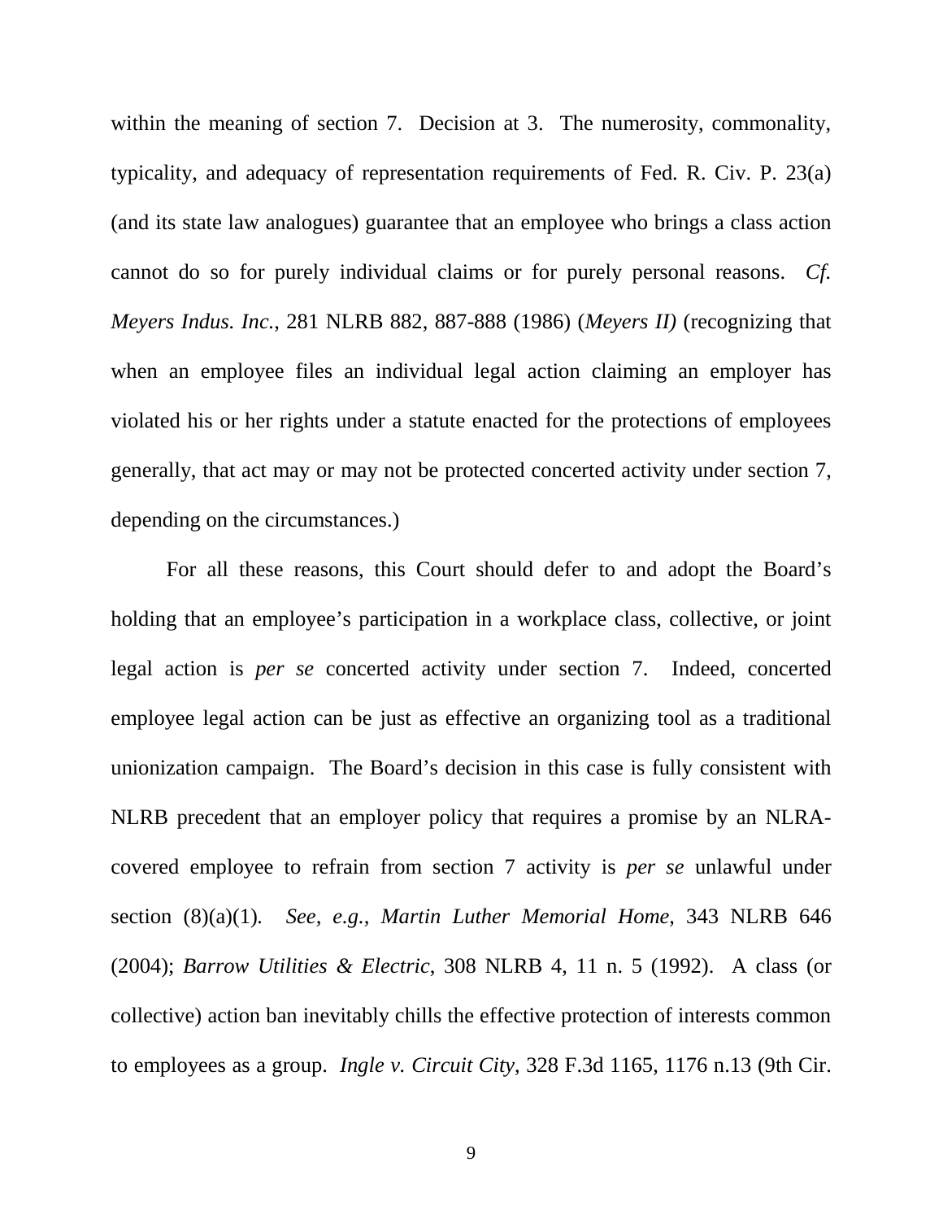within the meaning of section 7. Decision at 3. The numerosity, commonality, typicality, and adequacy of representation requirements of Fed. R. Civ. P. 23(a) (and its state law analogues) guarantee that an employee who brings a class action cannot do so for purely individual claims or for purely personal reasons. *Cf. Meyers Indus. Inc.*, 281 NLRB 882, 887-888 (1986) (*Meyers II)* (recognizing that when an employee files an individual legal action claiming an employer has violated his or her rights under a statute enacted for the protections of employees generally, that act may or may not be protected concerted activity under section 7, depending on the circumstances.)

For all these reasons, this Court should defer to and adopt the Board's holding that an employee's participation in a workplace class, collective, or joint legal action is *per se* concerted activity under section 7. Indeed, concerted employee legal action can be just as effective an organizing tool as a traditional unionization campaign. The Board's decision in this case is fully consistent with NLRB precedent that an employer policy that requires a promise by an NLRA-covered employee to refrain from section 7 activity is *per se* unlawful under section (8)(a)(1). *See, e.g., Martin Luther Memorial Home*, 343 NLRB 646 (2004); *Barrow Utilities & Electric*, 308 NLRB 4, 11 n. 5 (1992). A class (or collective) action ban inevitably chills the effective protection of interests common to employees as a group. *Ingle v. Circuit City*, 328 F.3d 1165, 1176 n.13 (9th Cir.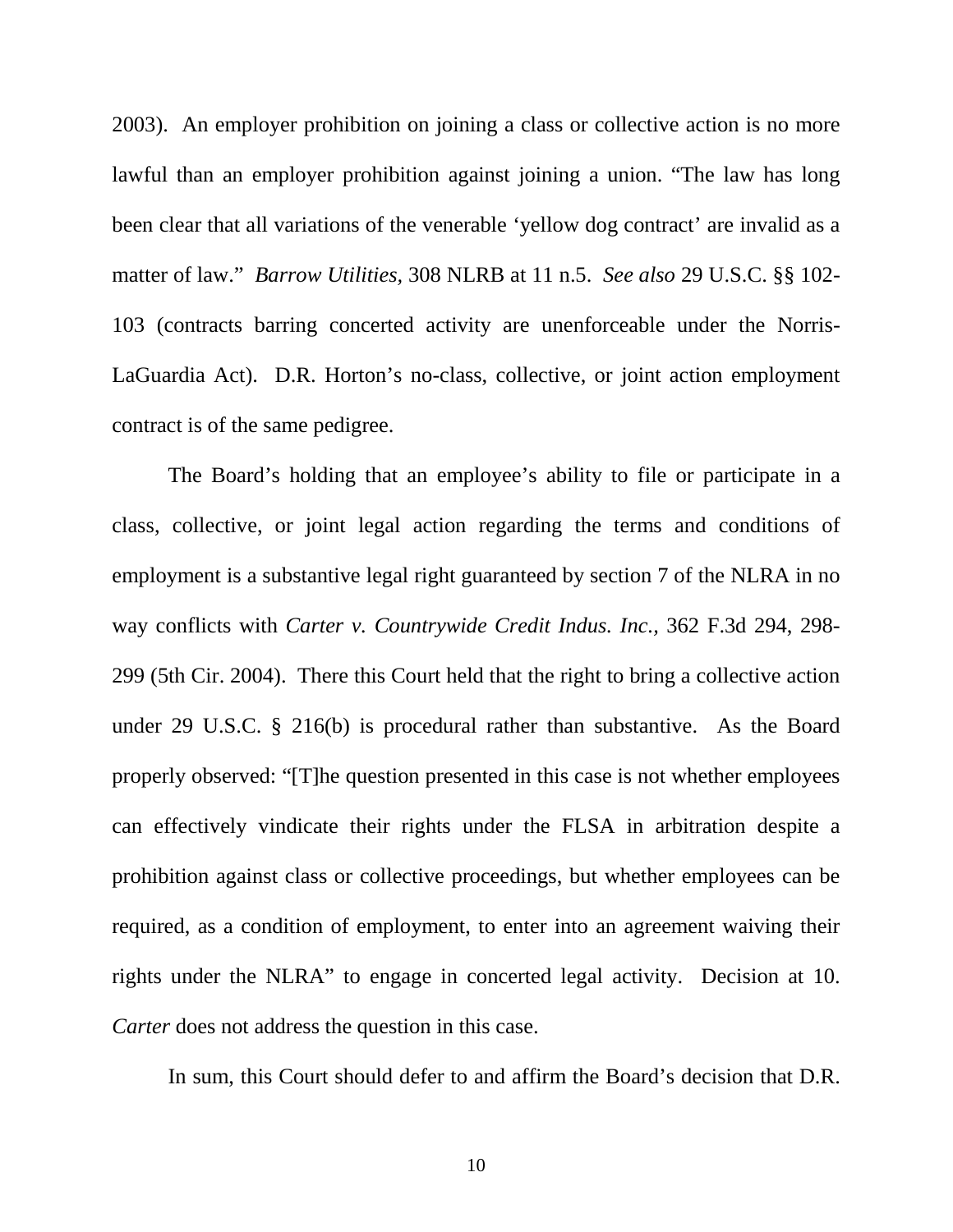2003). An employer prohibition on joining a class or collective action is no more lawful than an employer prohibition against joining a union. "The law has long been clear that all variations of the venerable 'yellow dog contract' are invalid as a matter of law." *Barrow Utilities,* 308 NLRB at 11 n.5. *See also* 29 U.S.C. §§ 102-103 (contracts barring concerted activity are unenforceable under the Norris-LaGuardia Act). D.R. Horton's no-class, collective, or joint action employment contract is of the same pedigree.

The Board's holding that an employee's ability to file or participate in a class, collective, or joint legal action regarding the terms and conditions of employment is a substantive legal right guaranteed by section 7 of the NLRA in no way conflicts with *Carter v. Countrywide Credit Indus. Inc.*, 362 F.3d 294, 298-299 (5th Cir. 2004). There this Court held that the right to bring a collective action under 29 U.S.C. § 216(b) is procedural rather than substantive. As the Board properly observed: "[T]he question presented in this case is not whether employees can effectively vindicate their rights under the FLSA in arbitration despite a prohibition against class or collective proceedings, but whether employees can be required, as a condition of employment, to enter into an agreement waiving their rights under the NLRA" to engage in concerted legal activity. Decision at 10. *Carter* does not address the question in this case.

In sum, this Court should defer to and affirm the Board's decision that D.R.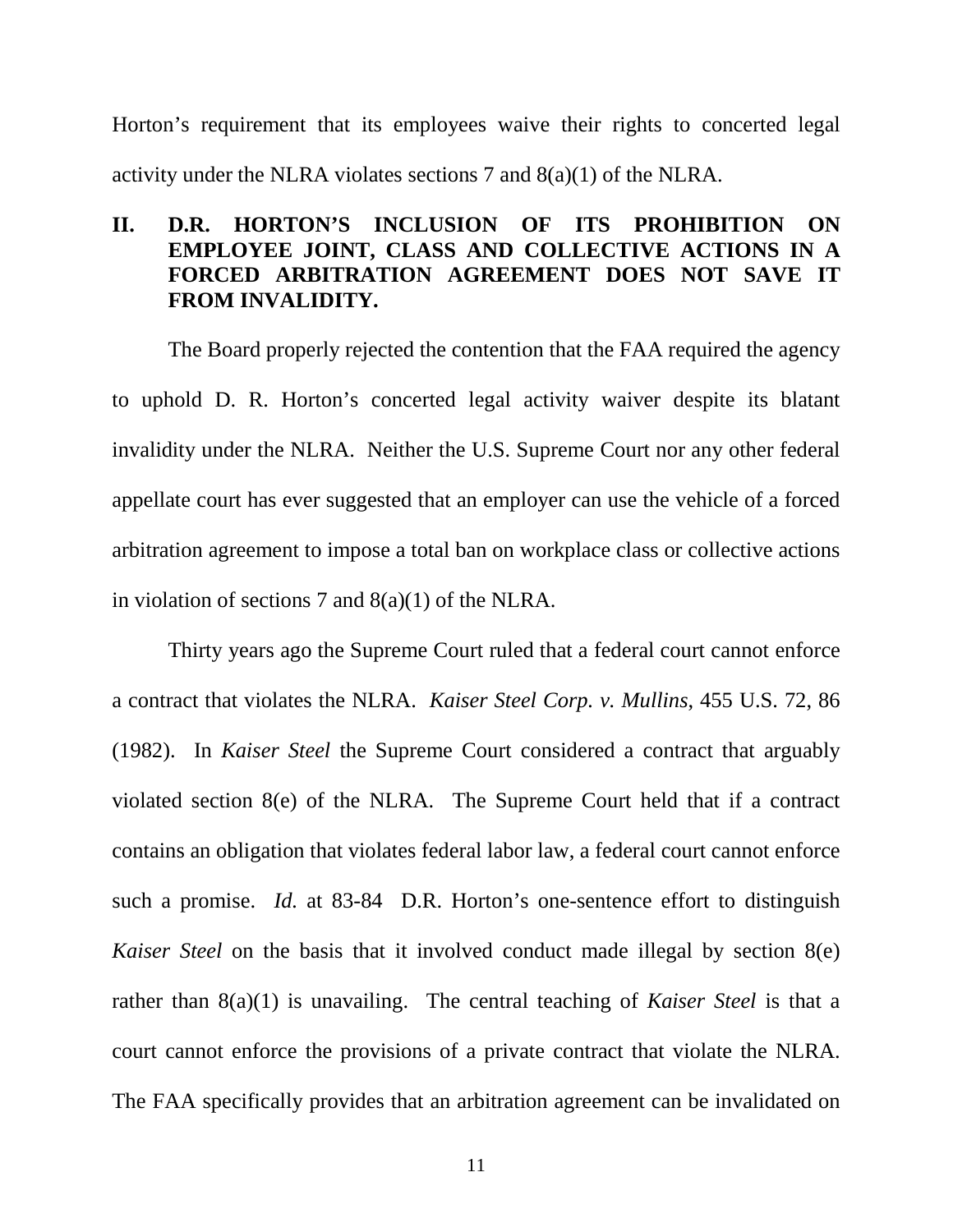Horton's requirement that its employees waive their rights to concerted legal activity under the NLRA violates sections 7 and 8(a)(1) of the NLRA.

## II. D.R. HORTON'S INCLUSION OF ITS PROHIBITION ON EMPLOYEE JOINT, CLASS AND COLLECTIVE ACTIONS IN A FORCED ARBITRATION AGREEMENT DOES NOT SAVE IT FROM INVALIDITY.

The Board properly rejected the contention that the FAA required the agency to uphold D. R. Horton's concerted legal activity waiver despite its blatant invalidity under the NLRA. Neither the U.S. Supreme Court nor any other federal appellate court has ever suggested that an employer can use the vehicle of a forced arbitration agreement to impose a total ban on workplace class or collective actions in violation of sections 7 and 8(a)(1) of the NLRA.

Thirty years ago the Supreme Court ruled that a federal court cannot enforce a contract that violates the NLRA. *Kaiser Steel Corp. v. Mullins*, 455 U.S. 72, 86 (1982). In *Kaiser Steel* the Supreme Court considered a contract that arguably violated section 8(e) of the NLRA. The Supreme Court held that if a contract contains an obligation that violates federal labor law, a federal court cannot enforce such a promise. *Id.* at 83-84 D.R. Horton's one-sentence effort to distinguish *Kaiser Steel* on the basis that it involved conduct made illegal by section 8(e) rather than 8(a)(1) is unavailing. The central teaching of *Kaiser Steel* is that a court cannot enforce the provisions of a private contract that violate the NLRA. The FAA specifically provides that an arbitration agreement can be invalidated on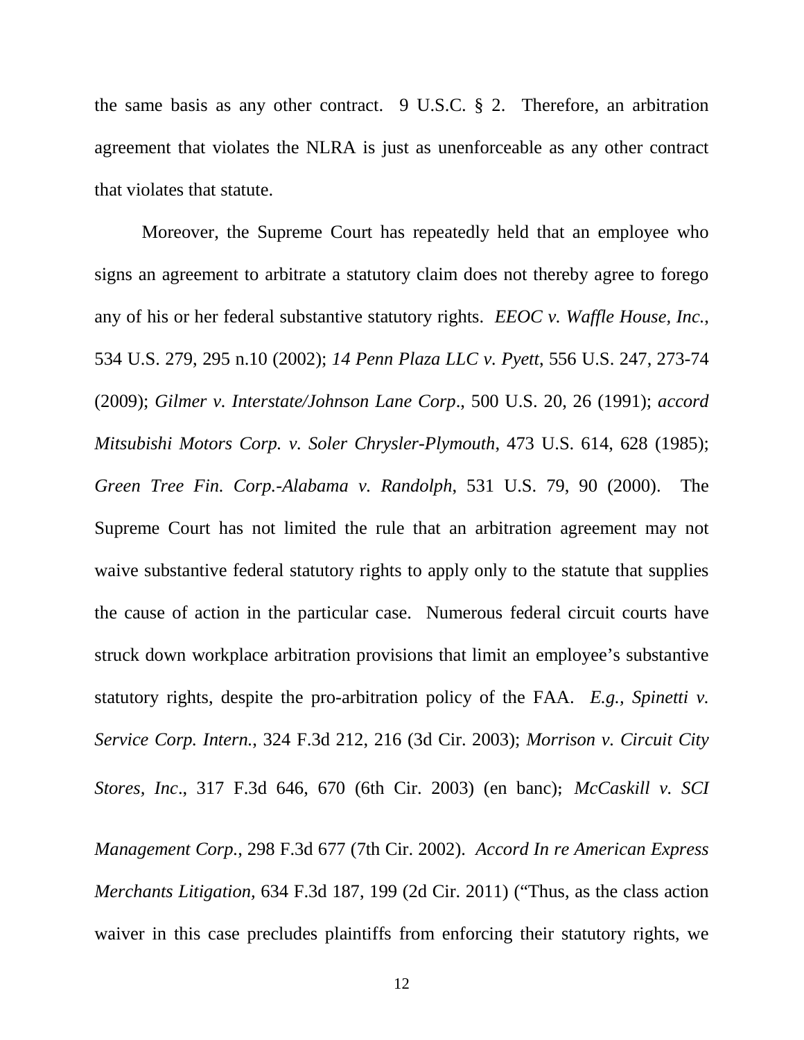the same basis as any other contract. 9 U.S.C. § 2. Therefore, an arbitration agreement that violates the NLRA is just as unenforceable as any other contract that violates that statute.

Moreover, the Supreme Court has repeatedly held that an employee who signs an agreement to arbitrate a statutory claim does not thereby agree to forego any of his or her federal substantive statutory rights. *EEOC v. Waffle House, Inc.*, 534 U.S. 279, 295 n.10 (2002); *14 Penn Plaza LLC v. Pyett*, 556 U.S. 247, 273-74 (2009); *Gilmer v. Interstate/Johnson Lane Corp*., 500 U.S. 20, 26 (1991); *accord Mitsubishi Motors Corp. v. Soler Chrysler-Plymouth*, 473 U.S. 614, 628 (1985); *Green Tree Fin. Corp.-Alabama v. Randolph,* 531 U.S. 79, 90 (2000). The Supreme Court has not limited the rule that an arbitration agreement may not waive substantive federal statutory rights to apply only to the statute that supplies the cause of action in the particular case. Numerous federal circuit courts have struck down workplace arbitration provisions that limit an employee's substantive statutory rights, despite the pro-arbitration policy of the FAA. *E.g., Spinetti v. Service Corp. Intern.*, 324 F.3d 212, 216 (3d Cir. 2003); *Morrison v. Circuit City Stores, Inc*., 317 F.3d 646, 670 (6th Cir. 2003) (en banc); *McCaskill v. SCI Management Corp.*, 298 F.3d 677 (7th Cir. 2002). *Accord In re American Express Merchants Litigation,* 634 F.3d 187, 199 (2d Cir. 2011) ("Thus, as the class action waiver in this case precludes plaintiffs from enforcing their statutory rights, we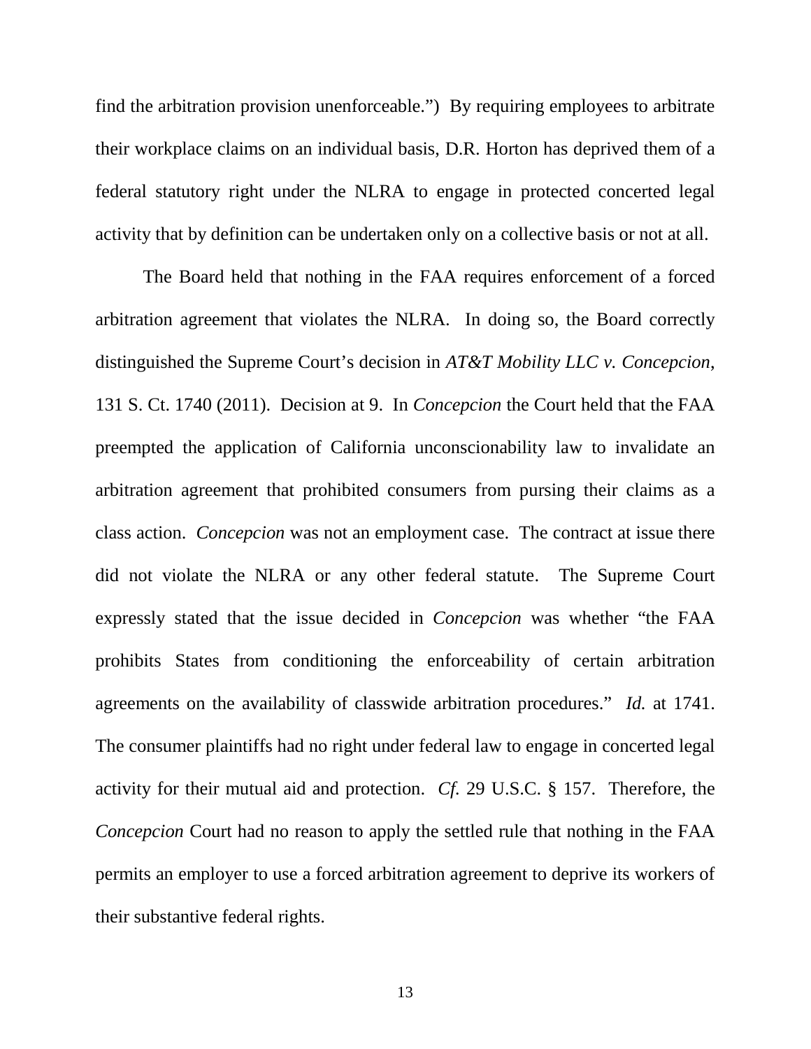find the arbitration provision unenforceable.") By requiring employees to arbitrate their workplace claims on an individual basis, D.R. Horton has deprived them of a federal statutory right under the NLRA to engage in protected concerted legal activity that by definition can be undertaken only on a collective basis or not at all.

The Board held that nothing in the FAA requires enforcement of a forced arbitration agreement that violates the NLRA. In doing so, the Board correctly distinguished the Supreme Court's decision in *AT&T Mobility LLC v. Concepcion*, 131 S. Ct. 1740 (2011). Decision at 9. In *Concepcion* the Court held that the FAA preempted the application of California unconscionability law to invalidate an arbitration agreement that prohibited consumers from pursing their claims as a class action. *Concepcion* was not an employment case. The contract at issue there did not violate the NLRA or any other federal statute. The Supreme Court expressly stated that the issue decided in *Concepcion* was whether "the FAA prohibits States from conditioning the enforceability of certain arbitration agreements on the availability of classwide arbitration procedures." *Id.* at 1741. The consumer plaintiffs had no right under federal law to engage in concerted legal activity for their mutual aid and protection. *Cf.* 29 U.S.C. § 157. Therefore, the *Concepcion* Court had no reason to apply the settled rule that nothing in the FAA permits an employer to use a forced arbitration agreement to deprive its workers of their substantive federal rights.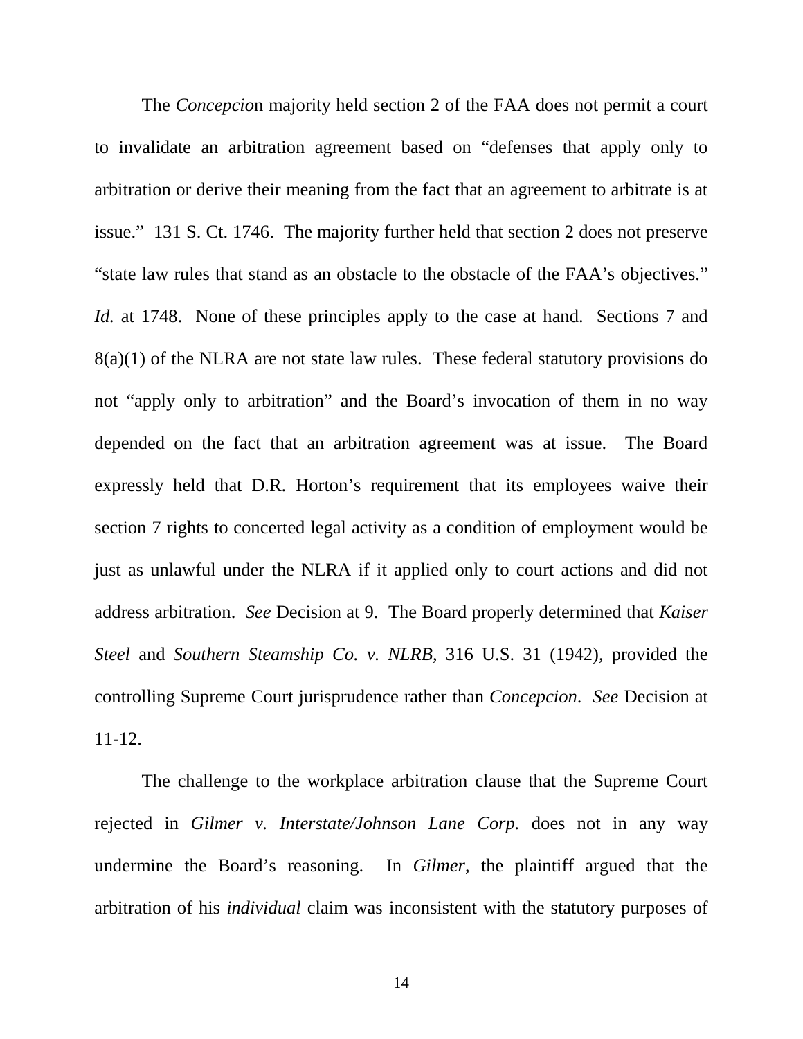The *Concepcio*n majority held section 2 of the FAA does not permit a court to invalidate an arbitration agreement based on "defenses that apply only to arbitration or derive their meaning from the fact that an agreement to arbitrate is at issue." 131 S. Ct. 1746. The majority further held that section 2 does not preserve "state law rules that stand as an obstacle to the obstacle of the FAA's objectives." *Id.* at 1748. None of these principles apply to the case at hand. Sections 7 and 8(a)(1) of the NLRA are not state law rules. These federal statutory provisions do not "apply only to arbitration" and the Board's invocation of them in no way depended on the fact that an arbitration agreement was at issue. The Board expressly held that D.R. Horton's requirement that its employees waive their section 7 rights to concerted legal activity as a condition of employment would be just as unlawful under the NLRA if it applied only to court actions and did not address arbitration. *See* Decision at 9. The Board properly determined that *Kaiser Steel* and *Southern Steamship Co. v. NLRB*, 316 U.S. 31 (1942), provided the controlling Supreme Court jurisprudence rather than *Concepcion*. *See* Decision at 11-12.

The challenge to the workplace arbitration clause that the Supreme Court rejected in *Gilmer v. Interstate/Johnson Lane Corp.* does not in any way undermine the Board's reasoning. In *Gilmer*, the plaintiff argued that the arbitration of his *individual* claim was inconsistent with the statutory purposes of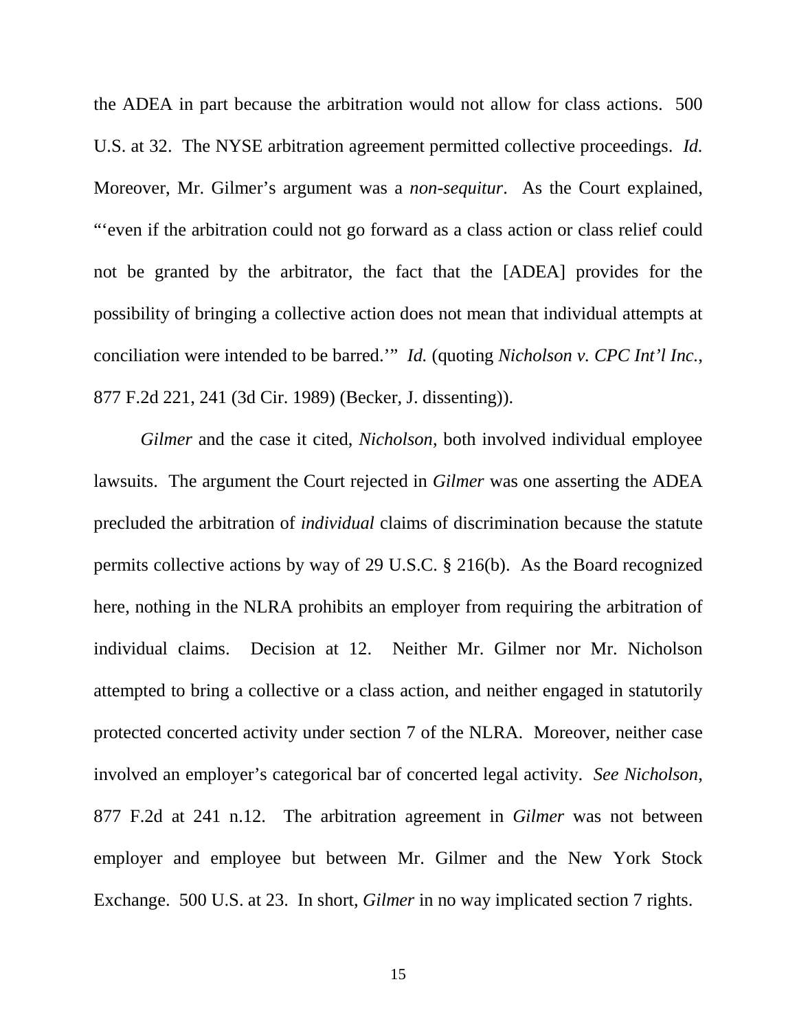the ADEA in part because the arbitration would not allow for class actions. 500 U.S. at 32. The NYSE arbitration agreement permitted collective proceedings. *Id.* Moreover, Mr. Gilmer's argument was a *non-sequitur*. As the Court explained, "'even if the arbitration could not go forward as a class action or class relief could not be granted by the arbitrator, the fact that the [ADEA] provides for the possibility of bringing a collective action does not mean that individual attempts at conciliation were intended to be barred.'" *Id.* (quoting *Nicholson v. CPC Int'l Inc.*, 877 F.2d 221, 241 (3d Cir. 1989) (Becker, J. dissenting)).

*Gilmer* and the case it cited, *Nicholson*, both involved individual employee lawsuits. The argument the Court rejected in *Gilmer* was one asserting the ADEA precluded the arbitration of *individual* claims of discrimination because the statute permits collective actions by way of 29 U.S.C. § 216(b). As the Board recognized here, nothing in the NLRA prohibits an employer from requiring the arbitration of individual claims. Decision at 12. Neither Mr. Gilmer nor Mr. Nicholson attempted to bring a collective or a class action, and neither engaged in statutorily protected concerted activity under section 7 of the NLRA. Moreover, neither case involved an employer's categorical bar of concerted legal activity. *See Nicholson*, 877 F.2d at 241 n.12. The arbitration agreement in *Gilmer* was not between employer and employee but between Mr. Gilmer and the New York Stock Exchange. 500 U.S. at 23. In short, *Gilmer* in no way implicated section 7 rights.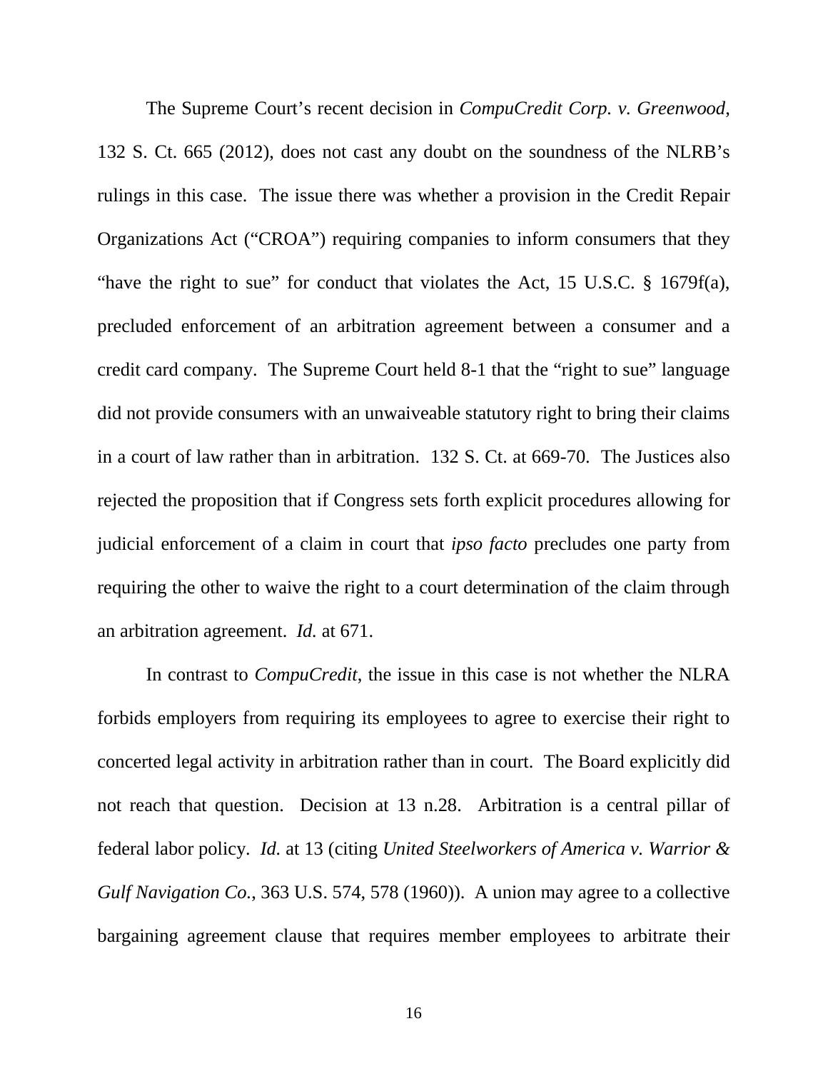The Supreme Court's recent decision in *CompuCredit Corp. v. Greenwood*, 132 S. Ct. 665 (2012), does not cast any doubt on the soundness of the NLRB's rulings in this case. The issue there was whether a provision in the Credit Repair Organizations Act ("CROA") requiring companies to inform consumers that they "have the right to sue" for conduct that violates the Act, 15 U.S.C. § 1679f(a), precluded enforcement of an arbitration agreement between a consumer and a credit card company. The Supreme Court held 8-1 that the "right to sue" language did not provide consumers with an unwaiveable statutory right to bring their claims in a court of law rather than in arbitration. 132 S. Ct. at 669-70. The Justices also rejected the proposition that if Congress sets forth explicit procedures allowing for judicial enforcement of a claim in court that *ipso facto* precludes one party from requiring the other to waive the right to a court determination of the claim through an arbitration agreement. *Id.* at 671.

In contrast to *CompuCredit*, the issue in this case is not whether the NLRA forbids employers from requiring its employees to agree to exercise their right to concerted legal activity in arbitration rather than in court. The Board explicitly did not reach that question. Decision at 13 n.28. Arbitration is a central pillar of federal labor policy. *Id.* at 13 (citing *United Steelworkers of America v. Warrior & Gulf Navigation Co.*, 363 U.S. 574, 578 (1960)). A union may agree to a collective bargaining agreement clause that requires member employees to arbitrate their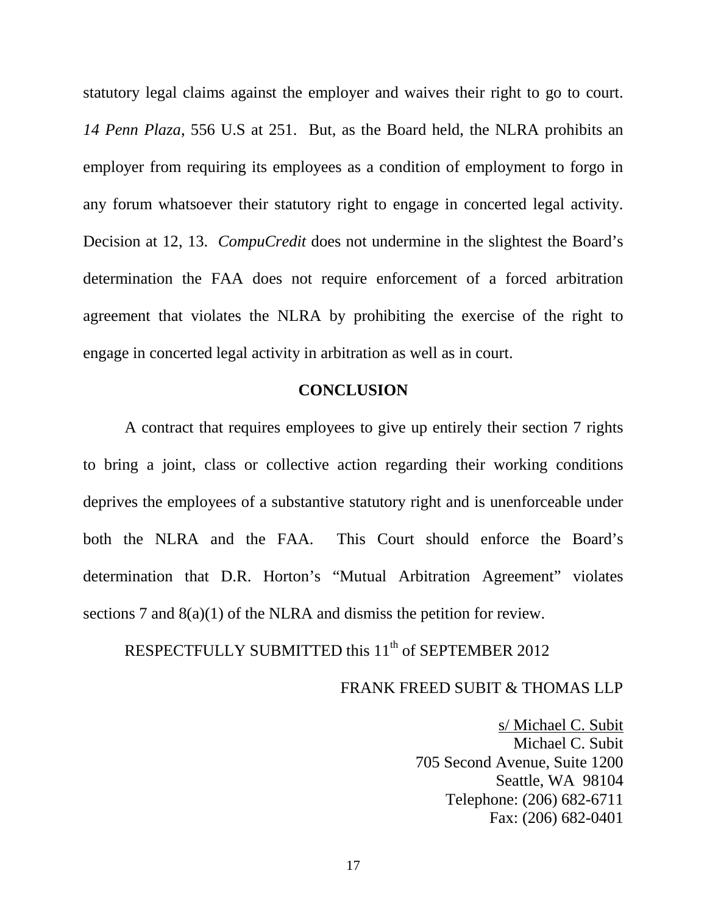statutory legal claims against the employer and waives their right to go to court. *14 Penn Plaza*, 556 U.S at 251. But, as the Board held, the NLRA prohibits an employer from requiring its employees as a condition of employment to forgo in any forum whatsoever their statutory right to engage in concerted legal activity. Decision at 12, 13. *CompuCredit* does not undermine in the slightest the Board's determination the FAA does not require enforcement of a forced arbitration agreement that violates the NLRA by prohibiting the exercise of the right to engage in concerted legal activity in arbitration as well as in court.

## CONCLUSION

A contract that requires employees to give up entirely their section 7 rights to bring a joint, class or collective action regarding their working conditions deprives the employees of a substantive statutory right and is unenforceable under both the NLRA and the FAA. This Court should enforce the Board's determination that D.R. Horton's "Mutual Arbitration Agreement" violates sections 7 and 8(a)(1) of the NLRA and dismiss the petition for review.

RESPECTFULLY SUBMITTED this 11th of SEPTEMBER 2012

FRANK FREED SUBIT & THOMAS LLP

s/ Michael C. Subit
Michael C. Subit
705 Second Avenue, Suite 1200
Seattle, WA 98104
Telephone: (206) 682-6711
Fax: (206) 682-0401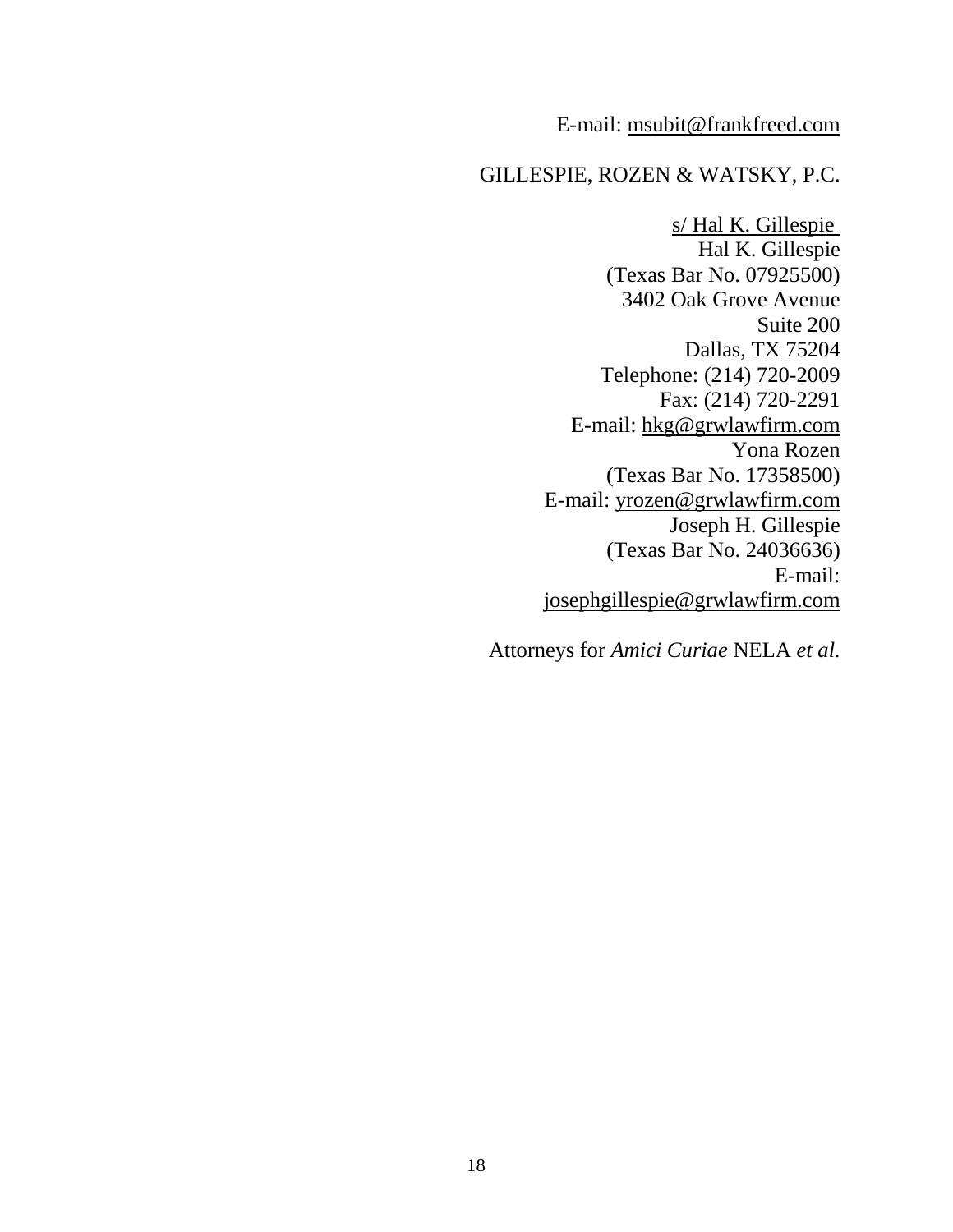E-mail: msubit@frankfreed.com

GILLESPIE, ROZEN & WATSKY, P.C.

s/ Hal K. Gillespie
Hal K. Gillespie
(Texas Bar No. 07925500)
3402 Oak Grove Avenue
Suite 200
Dallas, TX 75204
Telephone: (214) 720-2009
Fax: (214) 720-2291
E-mail: hkg@grwlawfirm.com
Yona Rozen
(Texas Bar No. 17358500)
E-mail: yrozen@grwlawfirm.com
Joseph H. Gillespie
(Texas Bar No. 24036636)
E-mail:
josephgillespie@grwlawfirm.com

Attorneys for *Amici Curiae* NELA *et al.*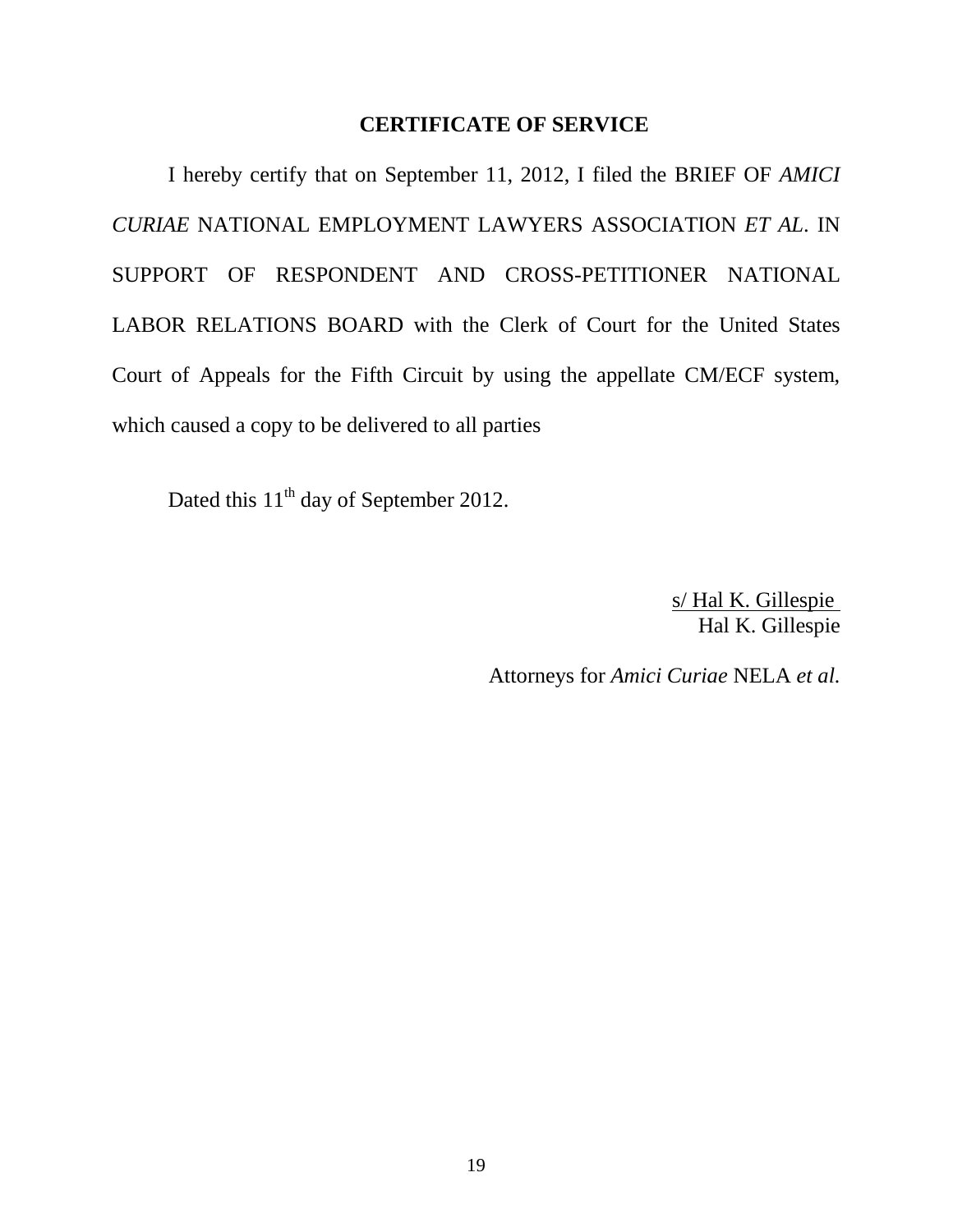**CERTIFICATE OF SERVICE**

I hereby certify that on September 11, 2012, I filed the BRIEF OF *AMICI CURIAE* NATIONAL EMPLOYMENT LAWYERS ASSOCIATION *ET AL*. IN SUPPORT OF RESPONDENT AND CROSS-PETITIONER NATIONAL LABOR RELATIONS BOARD with the Clerk of Court for the United States Court of Appeals for the Fifth Circuit by using the appellate CM/ECF system, which caused a copy to be delivered to all parties

Dated this 11th day of September 2012.

s/ Hal K. Gillespie
Hal K. Gillespie

Attorneys for *Amici Curiae* NELA *et al.*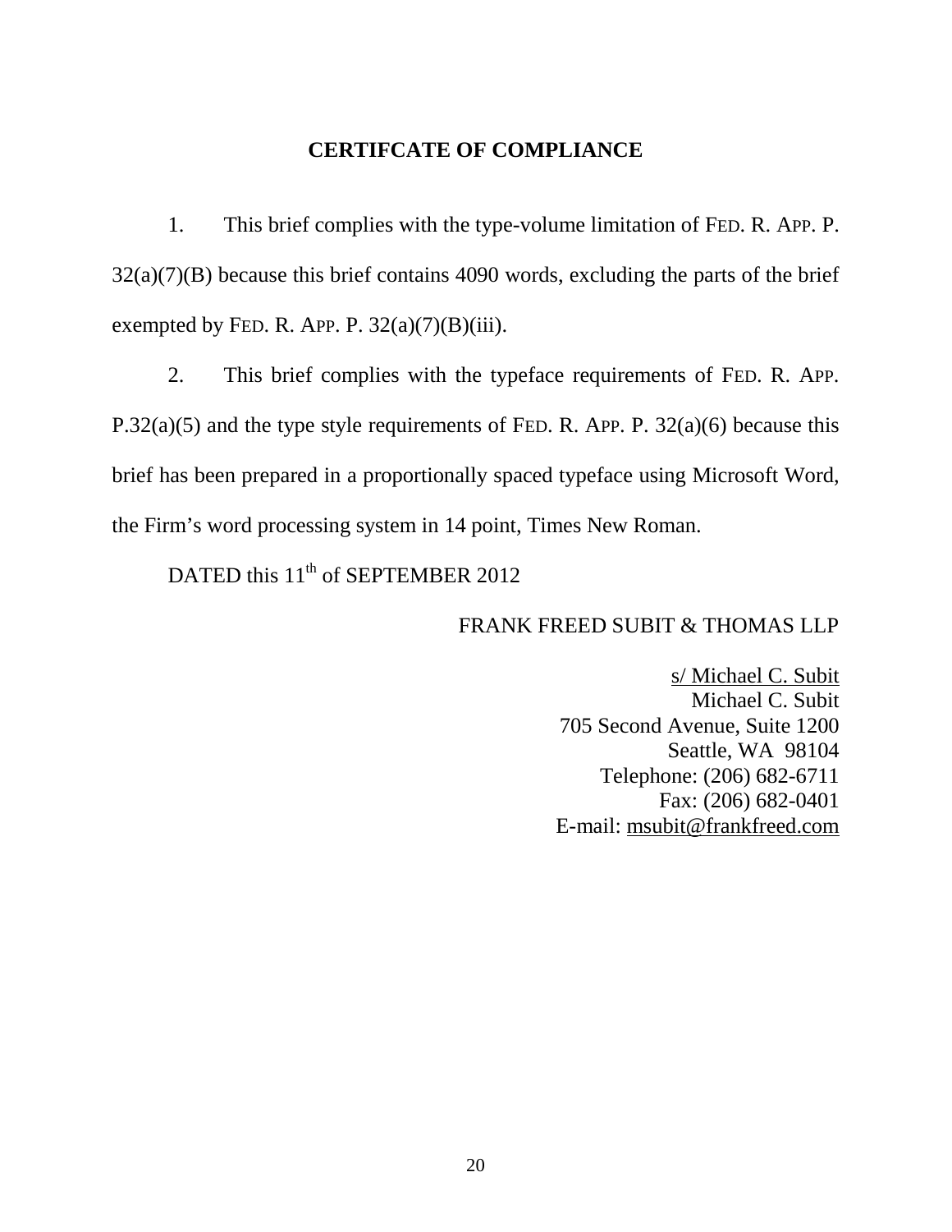**CERTIFCATE OF COMPLIANCE**

1. This brief complies with the type-volume limitation of FED. R. APP. P. 32(a)(7)(B) because this brief contains 4090 words, excluding the parts of the brief exempted by FED. R. APP. P. 32(a)(7)(B)(iii).

2. This brief complies with the typeface requirements of FED. R. APP. P.32(a)(5) and the type style requirements of FED. R. APP. P. 32(a)(6) because this brief has been prepared in a proportionally spaced typeface using Microsoft Word, the Firm's word processing system in 14 point, Times New Roman.

DATED this 11th of SEPTEMBER 2012

FRANK FREED SUBIT & THOMAS LLP

s/ Michael C. Subit
Michael C. Subit
705 Second Avenue, Suite 1200
Seattle, WA 98104
Telephone: (206) 682-6711
Fax: (206) 682-0401
E-mail: msubit@frankfreed.com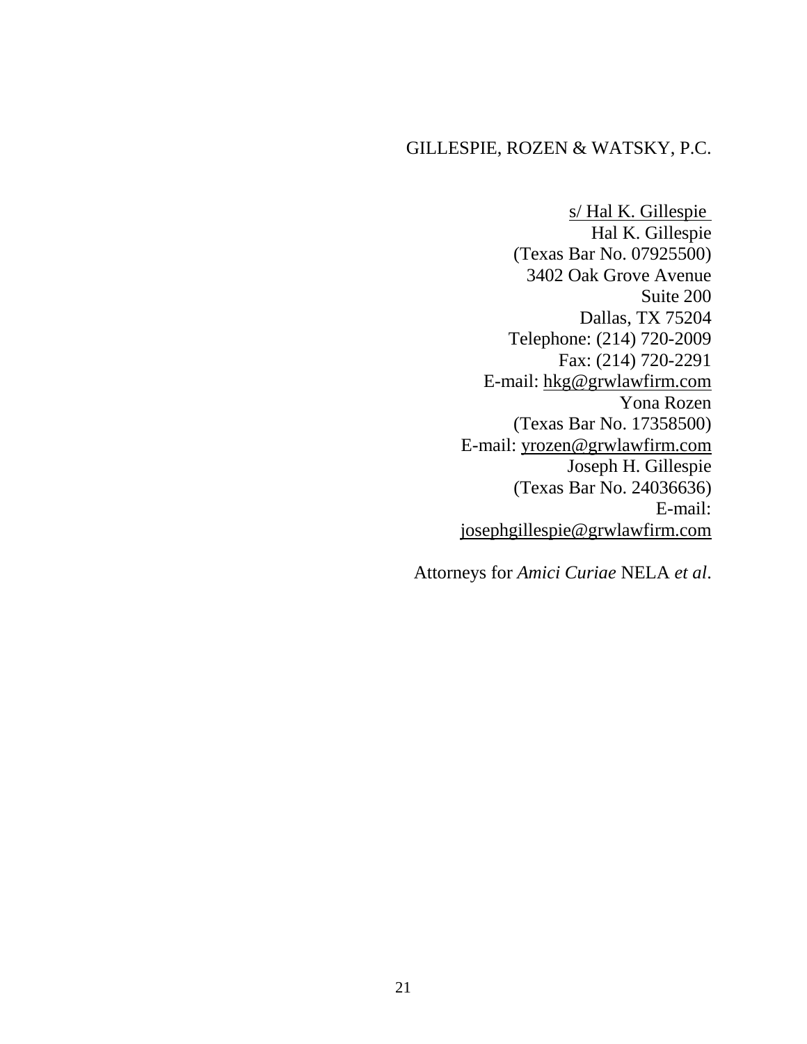GILLESPIE, ROZEN & WATSKY, P.C.

s/ Hal K. Gillespie
Hal K. Gillespie
(Texas Bar No. 07925500)
3402 Oak Grove Avenue
Suite 200
Dallas, TX 75204
Telephone: (214) 720-2009
Fax: (214) 720-2291
E-mail: hkg@grwlawfirm.com
Yona Rozen
(Texas Bar No. 17358500)
E-mail: yrozen@grwlawfirm.com
Joseph H. Gillespie
(Texas Bar No. 24036636)
E-mail:
josephgillespie@grwlawfirm.com

Attorneys for *Amici Curiae* NELA *et al*.